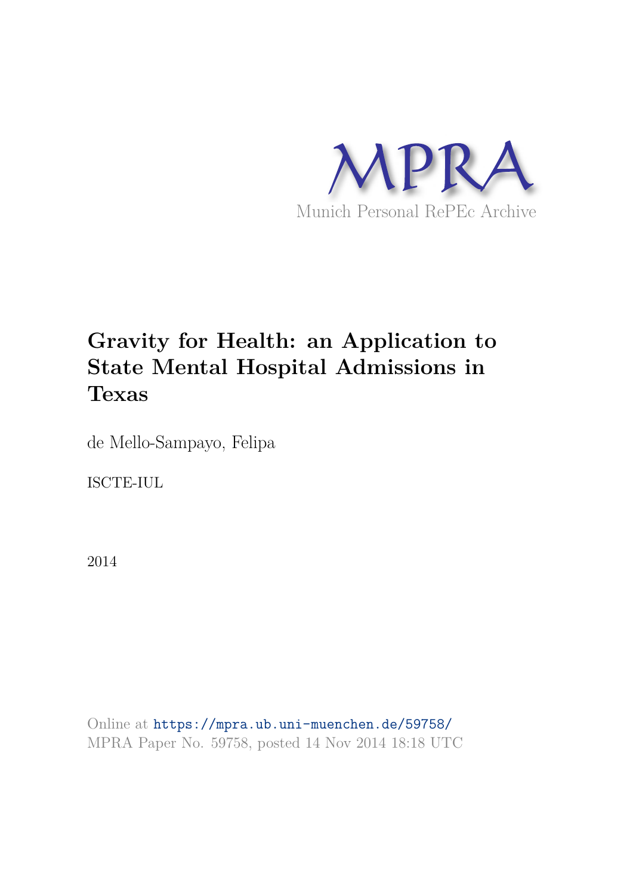MPRA

Munich Personal RePEc Archive

# Gravity for Health: an Application to State Mental Hospital Admissions in Texas

de Mello-Sampayo, Felipa

ISCTE-IUL

2014

Online at https://mpra.ub.uni-muenchen.de/59758/
MPRA Paper No. 59758, posted 14 Nov 2014 18:18 UTC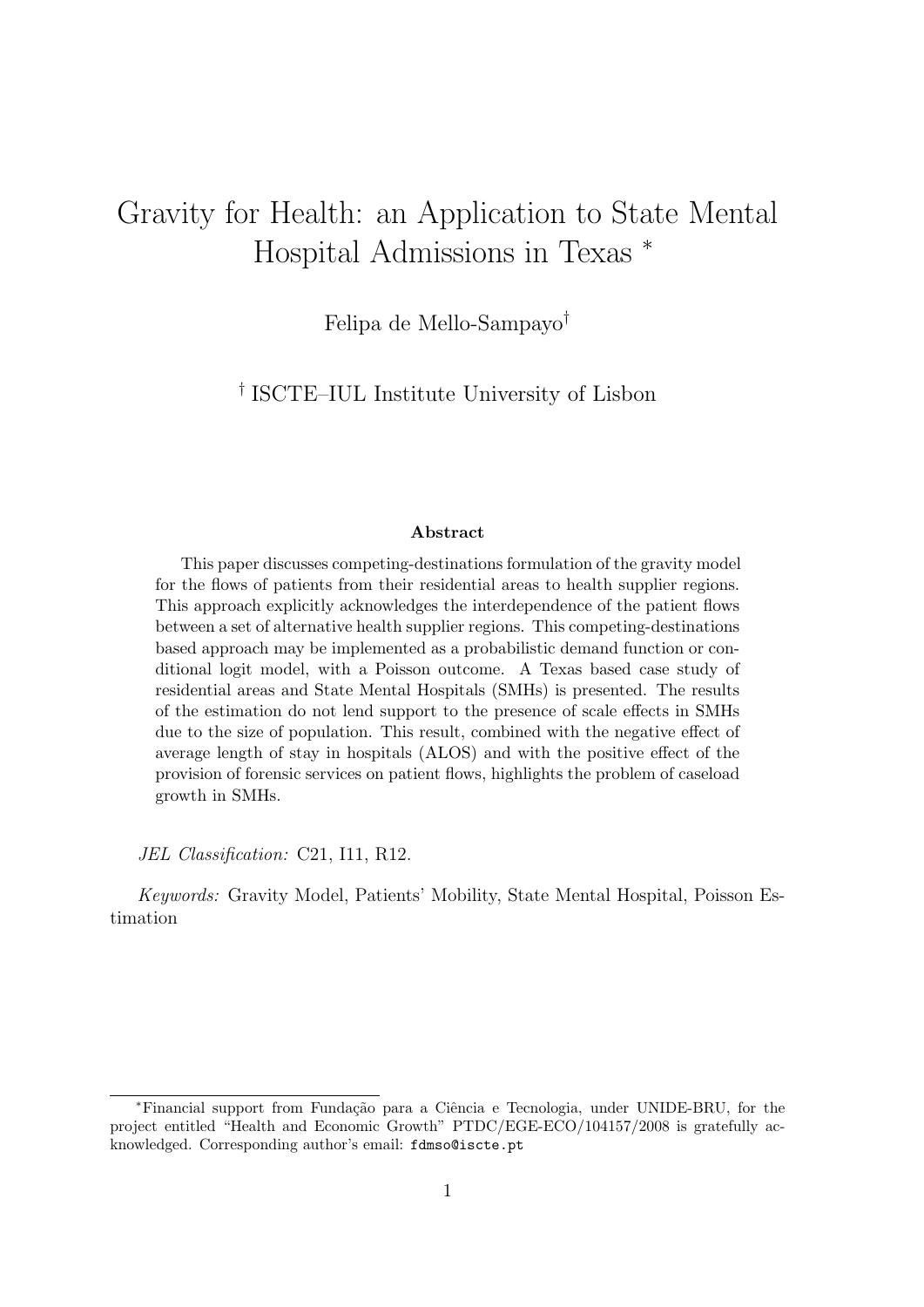# Gravity for Health: an Application to State Mental Hospital Admissions in Texas *

Felipa de Mello-Sampayo†

† ISCTE–IUL Institute University of Lisbon

**Abstract**

This paper discusses competing-destinations formulation of the gravity model for the flows of patients from their residential areas to health supplier regions. This approach explicitly acknowledges the interdependence of the patient flows between a set of alternative health supplier regions. This competing-destinations based approach may be implemented as a probabilistic demand function or conditional logit model, with a Poisson outcome. A Texas based case study of residential areas and State Mental Hospitals (SMHs) is presented. The results of the estimation do not lend support to the presence of scale effects in SMHs due to the size of population. This result, combined with the negative effect of average length of stay in hospitals (ALOS) and with the positive effect of the provision of forensic services on patient flows, highlights the problem of caseload growth in SMHs.

*JEL Classification:* C21, I11, R12.

*Keywords:* Gravity Model, Patients' Mobility, State Mental Hospital, Poisson Estimation

*Financial support from Fundação para a Ciência e Tecnologia, under UNIDE-BRU, for the project entitled "Health and Economic Growth" PTDC/EGE-ECO/104157/2008 is gratefully acknowledged. Corresponding author's email: `fdmso@iscte.pt`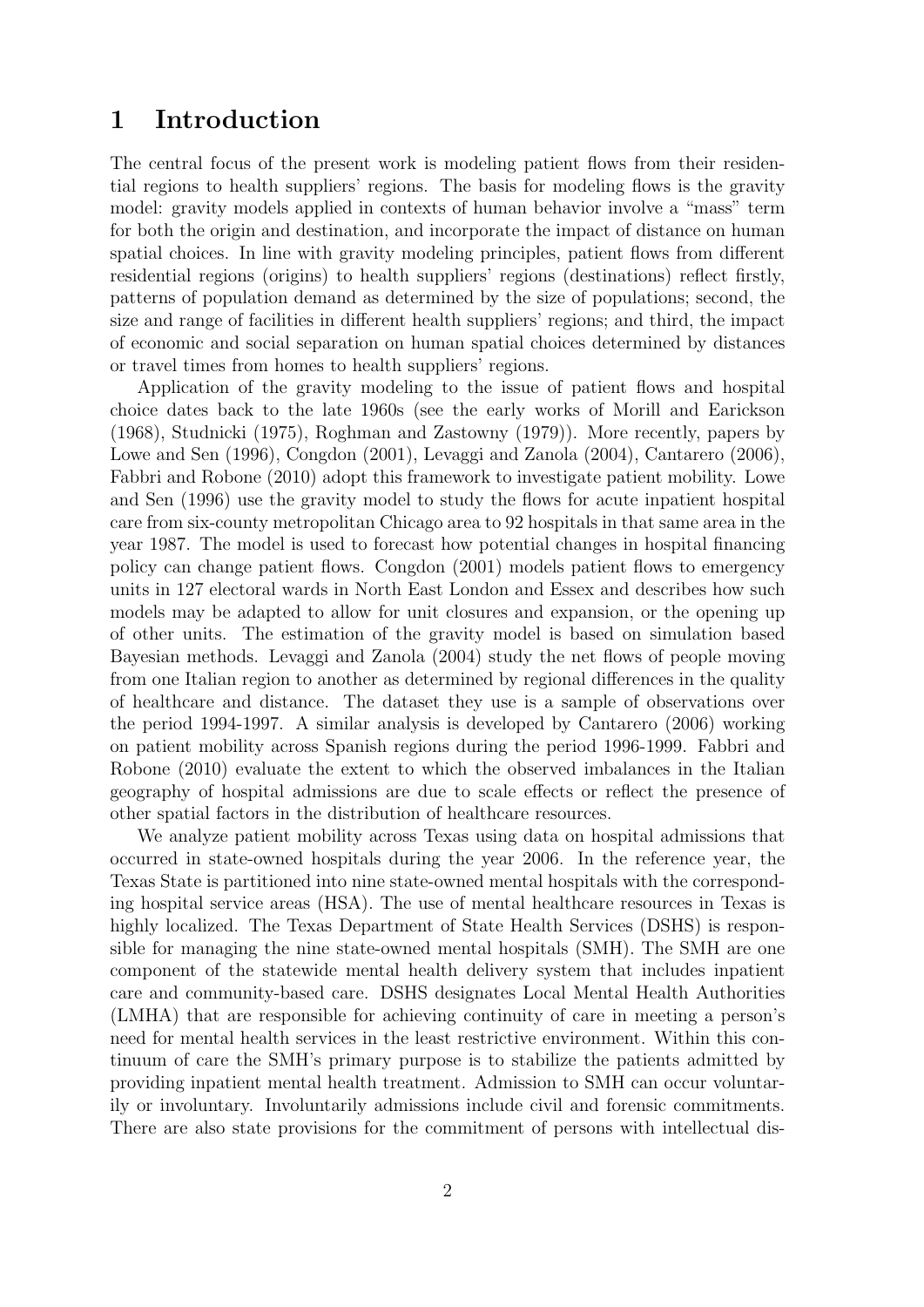# 1 Introduction

The central focus of the present work is modeling patient flows from their residential regions to health suppliers' regions. The basis for modeling flows is the gravity model: gravity models applied in contexts of human behavior involve a "mass" term for both the origin and destination, and incorporate the impact of distance on human spatial choices. In line with gravity modeling principles, patient flows from different residential regions (origins) to health suppliers' regions (destinations) reflect firstly, patterns of population demand as determined by the size of populations; second, the size and range of facilities in different health suppliers' regions; and third, the impact of economic and social separation on human spatial choices determined by distances or travel times from homes to health suppliers' regions.

Application of the gravity modeling to the issue of patient flows and hospital choice dates back to the late 1960s (see the early works of Morill and Earickson (1968), Studnicki (1975), Roghman and Zastowny (1979)). More recently, papers by Lowe and Sen (1996), Congdon (2001), Levaggi and Zanola (2004), Cantarero (2006), Fabbri and Robone (2010) adopt this framework to investigate patient mobility. Lowe and Sen (1996) use the gravity model to study the flows for acute inpatient hospital care from six-county metropolitan Chicago area to 92 hospitals in that same area in the year 1987. The model is used to forecast how potential changes in hospital financing policy can change patient flows. Congdon (2001) models patient flows to emergency units in 127 electoral wards in North East London and Essex and describes how such models may be adapted to allow for unit closures and expansion, or the opening up of other units. The estimation of the gravity model is based on simulation based Bayesian methods. Levaggi and Zanola (2004) study the net flows of people moving from one Italian region to another as determined by regional differences in the quality of healthcare and distance. The dataset they use is a sample of observations over the period 1994-1997. A similar analysis is developed by Cantarero (2006) working on patient mobility across Spanish regions during the period 1996-1999. Fabbri and Robone (2010) evaluate the extent to which the observed imbalances in the Italian geography of hospital admissions are due to scale effects or reflect the presence of other spatial factors in the distribution of healthcare resources.

We analyze patient mobility across Texas using data on hospital admissions that occurred in state-owned hospitals during the year 2006. In the reference year, the Texas State is partitioned into nine state-owned mental hospitals with the corresponding hospital service areas (HSA). The use of mental healthcare resources in Texas is highly localized. The Texas Department of State Health Services (DSHS) is responsible for managing the nine state-owned mental hospitals (SMH). The SMH are one component of the statewide mental health delivery system that includes inpatient care and community-based care. DSHS designates Local Mental Health Authorities (LMHA) that are responsible for achieving continuity of care in meeting a person's need for mental health services in the least restrictive environment. Within this continuum of care the SMH's primary purpose is to stabilize the patients admitted by providing inpatient mental health treatment. Admission to SMH can occur voluntarily or involuntary. Involuntarily admissions include civil and forensic commitments. There are also state provisions for the commitment of persons with intellectual dis-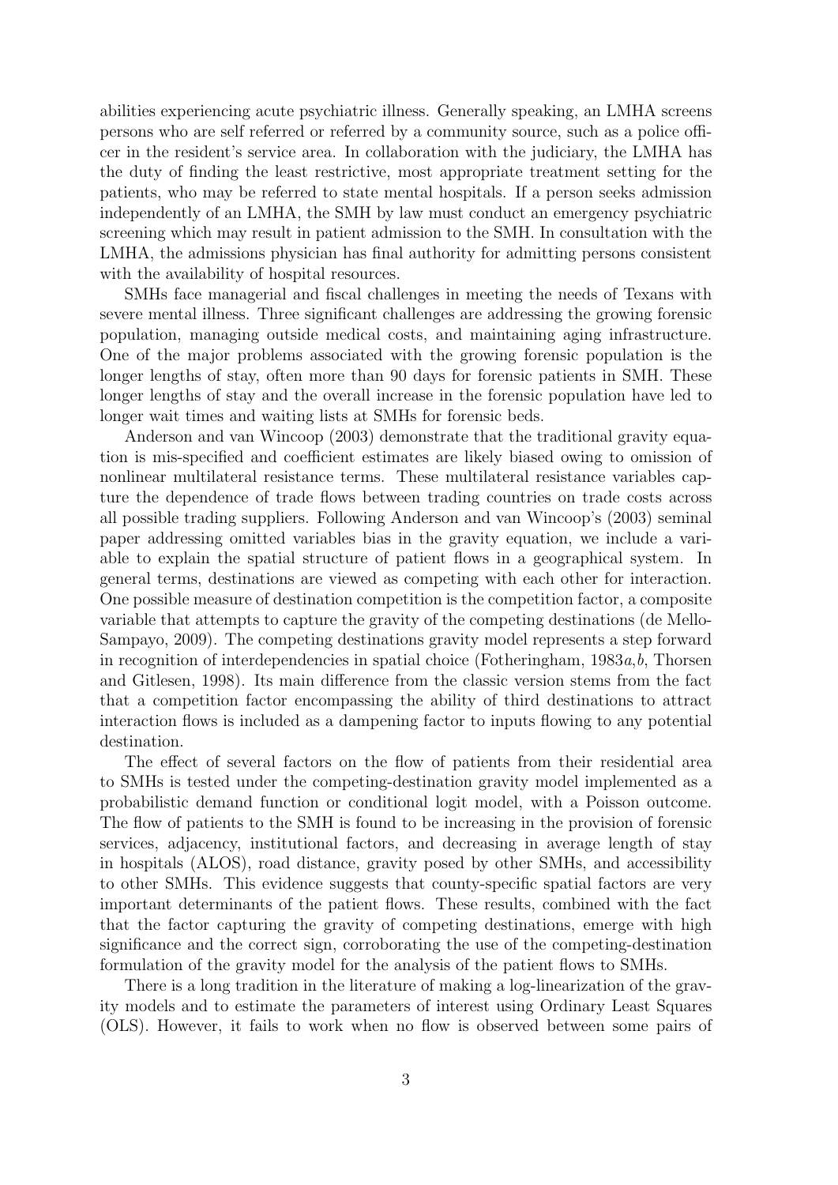abilities experiencing acute psychiatric illness. Generally speaking, an LMHA screens persons who are self referred or referred by a community source, such as a police officer in the resident's service area. In collaboration with the judiciary, the LMHA has the duty of finding the least restrictive, most appropriate treatment setting for the patients, who may be referred to state mental hospitals. If a person seeks admission independently of an LMHA, the SMH by law must conduct an emergency psychiatric screening which may result in patient admission to the SMH. In consultation with the LMHA, the admissions physician has final authority for admitting persons consistent with the availability of hospital resources.

SMHs face managerial and fiscal challenges in meeting the needs of Texans with severe mental illness. Three significant challenges are addressing the growing forensic population, managing outside medical costs, and maintaining aging infrastructure. One of the major problems associated with the growing forensic population is the longer lengths of stay, often more than 90 days for forensic patients in SMH. These longer lengths of stay and the overall increase in the forensic population have led to longer wait times and waiting lists at SMHs for forensic beds.

Anderson and van Wincoop (2003) demonstrate that the traditional gravity equation is mis-specified and coefficient estimates are likely biased owing to omission of nonlinear multilateral resistance terms. These multilateral resistance variables capture the dependence of trade flows between trading countries on trade costs across all possible trading suppliers. Following Anderson and van Wincoop's (2003) seminal paper addressing omitted variables bias in the gravity equation, we include a variable to explain the spatial structure of patient flows in a geographical system. In general terms, destinations are viewed as competing with each other for interaction. One possible measure of destination competition is the competition factor, a composite variable that attempts to capture the gravity of the competing destinations (de Mello-Sampayo, 2009). The competing destinations gravity model represents a step forward in recognition of interdependencies in spatial choice (Fotheringham, 1983*a*,*b*, Thorsen and Gitlesen, 1998). Its main difference from the classic version stems from the fact that a competition factor encompassing the ability of third destinations to attract interaction flows is included as a dampening factor to inputs flowing to any potential destination.

The effect of several factors on the flow of patients from their residential area to SMHs is tested under the competing-destination gravity model implemented as a probabilistic demand function or conditional logit model, with a Poisson outcome. The flow of patients to the SMH is found to be increasing in the provision of forensic services, adjacency, institutional factors, and decreasing in average length of stay in hospitals (ALOS), road distance, gravity posed by other SMHs, and accessibility to other SMHs. This evidence suggests that county-specific spatial factors are very important determinants of the patient flows. These results, combined with the fact that the factor capturing the gravity of competing destinations, emerge with high significance and the correct sign, corroborating the use of the competing-destination formulation of the gravity model for the analysis of the patient flows to SMHs.

There is a long tradition in the literature of making a log-linearization of the gravity models and to estimate the parameters of interest using Ordinary Least Squares (OLS). However, it fails to work when no flow is observed between some pairs of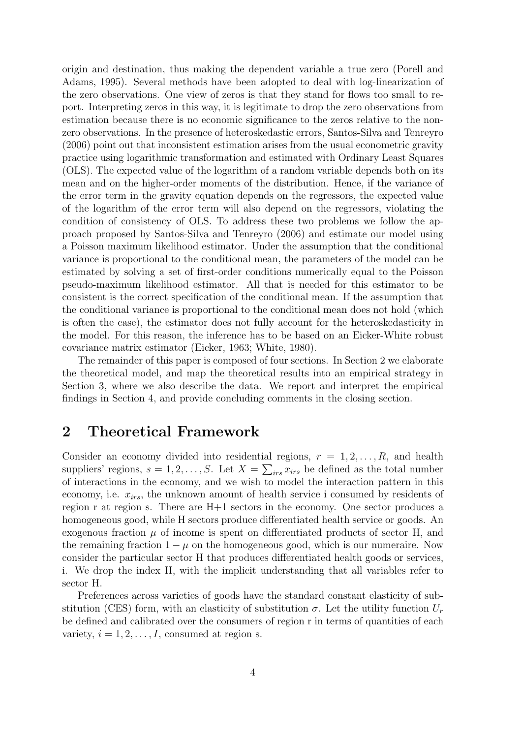origin and destination, thus making the dependent variable a true zero (Porell and Adams, 1995). Several methods have been adopted to deal with log-linearization of the zero observations. One view of zeros is that they stand for flows too small to report. Interpreting zeros in this way, it is legitimate to drop the zero observations from estimation because there is no economic significance to the zeros relative to the non-zero observations. In the presence of heteroskedastic errors, Santos-Silva and Tenreyro (2006) point out that inconsistent estimation arises from the usual econometric gravity practice using logarithmic transformation and estimated with Ordinary Least Squares (OLS). The expected value of the logarithm of a random variable depends both on its mean and on the higher-order moments of the distribution. Hence, if the variance of the error term in the gravity equation depends on the regressors, the expected value of the logarithm of the error term will also depend on the regressors, violating the condition of consistency of OLS. To address these two problems we follow the approach proposed by Santos-Silva and Tenreyro (2006) and estimate our model using a Poisson maximum likelihood estimator. Under the assumption that the conditional variance is proportional to the conditional mean, the parameters of the model can be estimated by solving a set of first-order conditions numerically equal to the Poisson pseudo-maximum likelihood estimator. All that is needed for this estimator to be consistent is the correct specification of the conditional mean. If the assumption that the conditional variance is proportional to the conditional mean does not hold (which is often the case), the estimator does not fully account for the heteroskedasticity in the model. For this reason, the inference has to be based on an Eicker-White robust covariance matrix estimator (Eicker, 1963; White, 1980).

The remainder of this paper is composed of four sections. In Section 2 we elaborate the theoretical model, and map the theoretical results into an empirical strategy in Section 3, where we also describe the data. We report and interpret the empirical findings in Section 4, and provide concluding comments in the closing section.

## 2 Theoretical Framework

Consider an economy divided into residential regions, $r = 1, 2, \ldots, R$, and health suppliers' regions, $s = 1, 2, \ldots, S$. Let $X = \sum_{irs} x_{irs}$ be defined as the total number of interactions in the economy, and we wish to model the interaction pattern in this economy, i.e. $x_{irs}$, the unknown amount of health service i consumed by residents of region r at region s. There are H+1 sectors in the economy. One sector produces a homogeneous good, while H sectors produce differentiated health service or goods. An exogenous fraction $\mu$ of income is spent on differentiated products of sector H, and the remaining fraction $1 - \mu$ on the homogeneous good, which is our numeraire. Now consider the particular sector H that produces differentiated health goods or services, i. We drop the index H, with the implicit understanding that all variables refer to sector H.

Preferences across varieties of goods have the standard constant elasticity of substitution (CES) form, with an elasticity of substitution $\sigma$. Let the utility function $U_r$ be defined and calibrated over the consumers of region r in terms of quantities of each variety, $i = 1, 2, \ldots, I$, consumed at region s.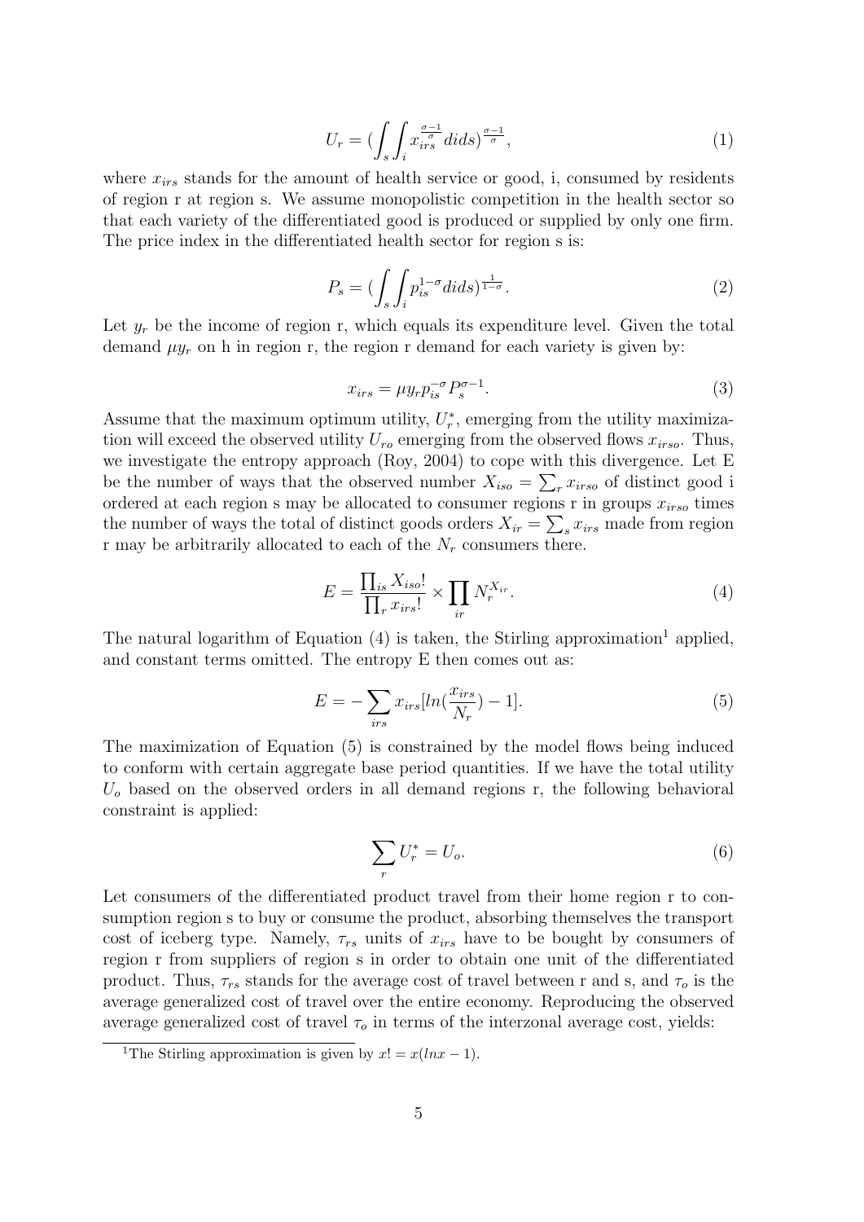$$U_r = (\int_s \int_i x_{irs}^{\frac{\sigma-1}{\sigma}} di ds)^{\frac{\sigma-1}{\sigma}}, \tag{1}$$

where $x_{irs}$ stands for the amount of health service or good, i, consumed by residents of region r at region s. We assume monopolistic competition in the health sector so that each variety of the differentiated good is produced or supplied by only one firm. The price index in the differentiated health sector for region s is:

$$P_s = (\int_s \int_i p_{is}^{1-\sigma} di ds)^{\frac{1}{1-\sigma}}. \tag{2}$$

Let $y_r$ be the income of region r, which equals its expenditure level. Given the total demand $\mu y_r$ on h in region r, the region r demand for each variety is given by:

$$x_{irs} = \mu y_r p_{is}^{-\sigma} P_s^{\sigma-1}. \tag{3}$$

Assume that the maximum optimum utility, $U_r^*$, emerging from the utility maximization will exceed the observed utility $U_{ro}$ emerging from the observed flows $x_{irso}$. Thus, we investigate the entropy approach (Roy, 2004) to cope with this divergence. Let E be the number of ways that the observed number $X_{iso} = \sum_r x_{irso}$ of distinct good i ordered at each region s may be allocated to consumer regions r in groups $x_{irso}$ times the number of ways the total of distinct goods orders $X_{ir} = \sum_s x_{irs}$ made from region r may be arbitrarily allocated to each of the $N_r$ consumers there.

$$E = \frac{\prod_{is} X_{iso}!}{\prod_r x_{irs}!} \times \prod_{ir} N_r^{X_{ir}}. \tag{4}$$

The natural logarithm of Equation (4) is taken, the Stirling approximation[1] applied, and constant terms omitted. The entropy E then comes out as:

$$E = -\sum_{irs} x_{irs}[ln(\frac{x_{irs}}{N_r}) - 1]. \tag{5}$$

The maximization of Equation (5) is constrained by the model flows being induced to conform with certain aggregate base period quantities. If we have the total utility $U_o$ based on the observed orders in all demand regions r, the following behavioral constraint is applied:

$$\sum_r U_r^* = U_o. \tag{6}$$

Let consumers of the differentiated product travel from their home region r to consumption region s to buy or consume the product, absorbing themselves the transport cost of iceberg type. Namely, $\tau_{rs}$ units of $x_{irs}$ have to be bought by consumers of region r from suppliers of region s in order to obtain one unit of the differentiated product. Thus, $\tau_{rs}$ stands for the average cost of travel between r and s, and $\tau_o$ is the average generalized cost of travel over the entire economy. Reproducing the observed average generalized cost of travel $\tau_o$ in terms of the interzonal average cost, yields:

[1] The Stirling approximation is given by $x! = x(lnx - 1)$.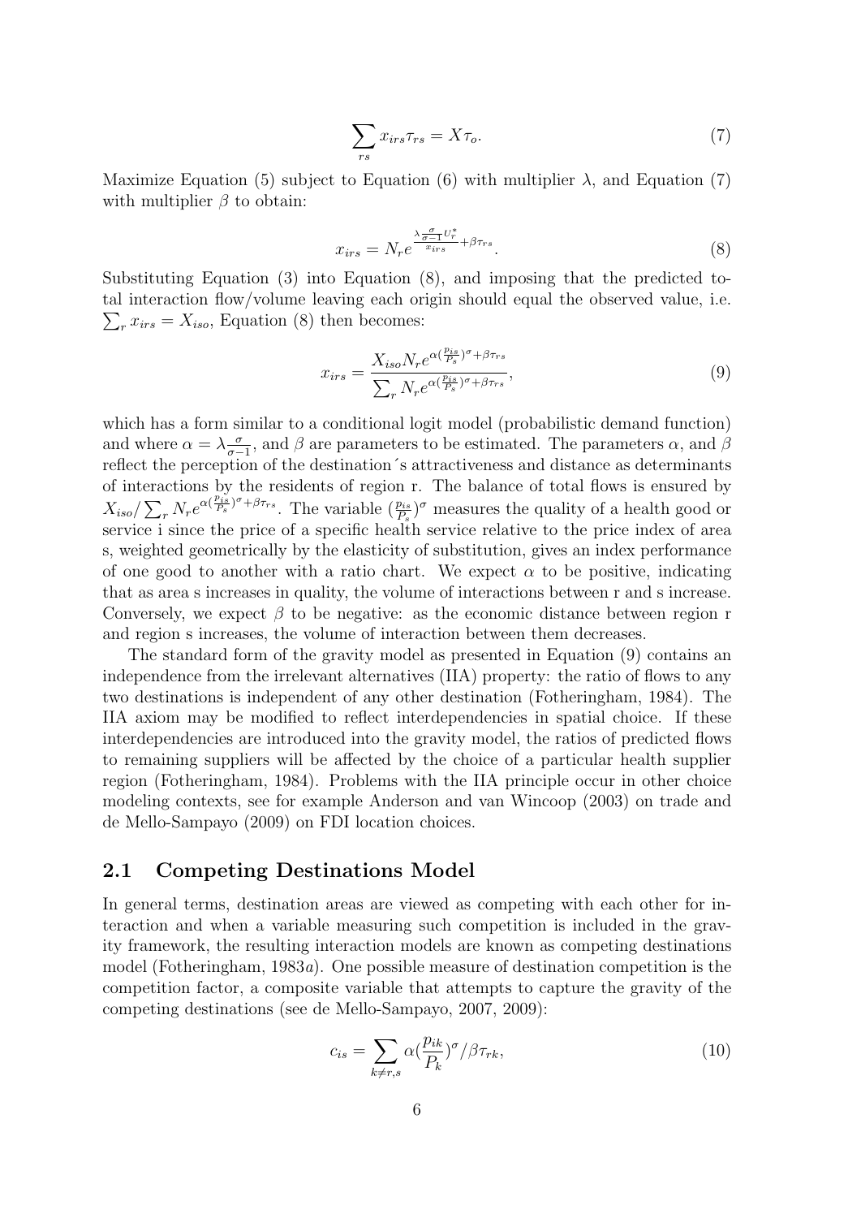$$\sum_{rs} x_{irs}\tau_{rs} = X\tau_o. \tag{7}$$

Maximize Equation (5) subject to Equation (6) with multiplier $\lambda$, and Equation (7) with multiplier $\beta$ to obtain:

$$x_{irs} = N_r e^{\frac{\lambda \frac{\sigma}{\sigma-1} U_r^*}{x_{irs}} + \beta\tau_{rs}}. \tag{8}$$

Substituting Equation (3) into Equation (8), and imposing that the predicted total interaction flow/volume leaving each origin should equal the observed value, i.e. $\sum_r x_{irs} = X_{iso}$, Equation (8) then becomes:

$$x_{irs} = \frac{X_{iso} N_r e^{\alpha(\frac{p_{is}}{P_s})^{\sigma} + \beta\tau_{rs}}}{\sum_r N_r e^{\alpha(\frac{p_{is}}{P_s})^{\sigma} + \beta\tau_{rs}}}, \tag{9}$$

which has a form similar to a conditional logit model (probabilistic demand function) and where $\alpha = \lambda\frac{\sigma}{\sigma-1}$, and $\beta$ are parameters to be estimated. The parameters $\alpha$, and $\beta$ reflect the perception of the destination´s attractiveness and distance as determinants of interactions by the residents of region r. The balance of total flows is ensured by $X_{iso}/\sum_r N_r e^{\alpha(\frac{p_{is}}{P_s})^{\sigma}+\beta\tau_{rs}}$. The variable $(\frac{p_{is}}{P_s})^{\sigma}$ measures the quality of a health good or service i since the price of a specific health service relative to the price index of area s, weighted geometrically by the elasticity of substitution, gives an index performance of one good to another with a ratio chart. We expect $\alpha$ to be positive, indicating that as area s increases in quality, the volume of interactions between r and s increase. Conversely, we expect $\beta$ to be negative: as the economic distance between region r and region s increases, the volume of interaction between them decreases.

The standard form of the gravity model as presented in Equation (9) contains an independence from the irrelevant alternatives (IIA) property: the ratio of flows to any two destinations is independent of any other destination (Fotheringham, 1984). The IIA axiom may be modified to reflect interdependencies in spatial choice. If these interdependencies are introduced into the gravity model, the ratios of predicted flows to remaining suppliers will be affected by the choice of a particular health supplier region (Fotheringham, 1984). Problems with the IIA principle occur in other choice modeling contexts, see for example Anderson and van Wincoop (2003) on trade and de Mello-Sampayo (2009) on FDI location choices.

## 2.1 Competing Destinations Model

In general terms, destination areas are viewed as competing with each other for interaction and when a variable measuring such competition is included in the gravity framework, the resulting interaction models are known as competing destinations model (Fotheringham, 1983*a*). One possible measure of destination competition is the competition factor, a composite variable that attempts to capture the gravity of the competing destinations (see de Mello-Sampayo, 2007, 2009):

$$c_{is} = \sum_{k \neq r,s} \alpha(\frac{p_{ik}}{P_k})^{\sigma}/\beta\tau_{rk}, \tag{10}$$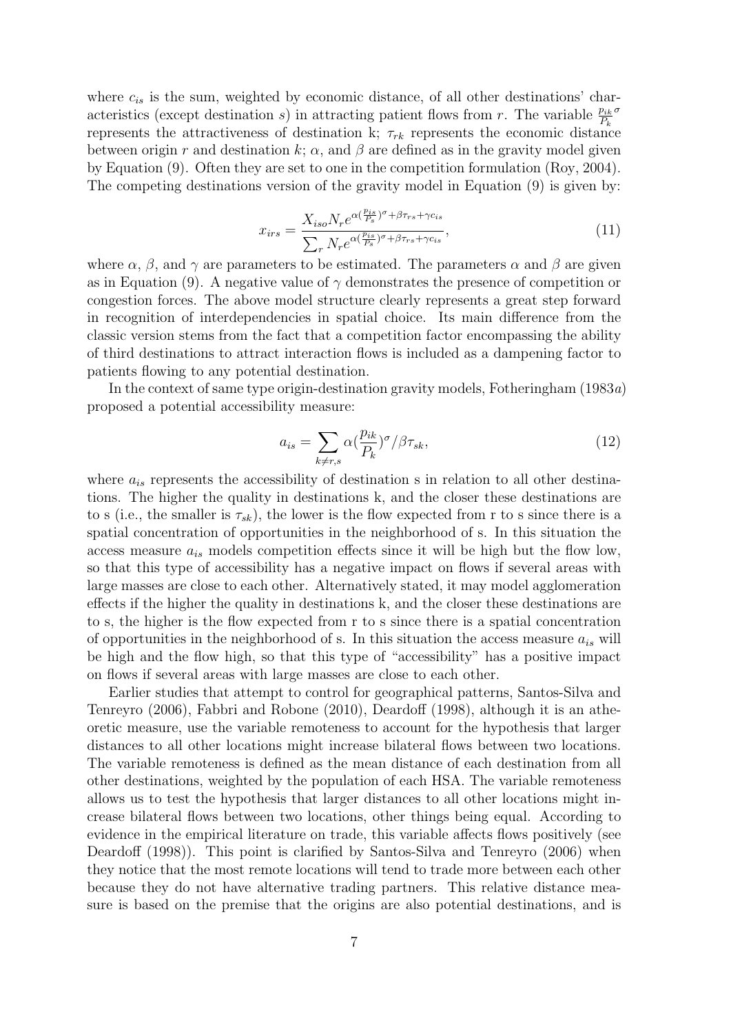where $c_{is}$ is the sum, weighted by economic distance, of all other destinations' characteristics (except destination $s$) in attracting patient flows from $r$. The variable $\frac{p_{ik}}{P_k}^{\sigma}$ represents the attractiveness of destination k; $\tau_{rk}$ represents the economic distance between origin $r$ and destination $k$; $\alpha$, and $\beta$ are defined as in the gravity model given by Equation (9). Often they are set to one in the competition formulation (Roy, 2004). The competing destinations version of the gravity model in Equation (9) is given by:

$$x_{irs} = \frac{X_{iso} N_r e^{\alpha(\frac{p_{is}}{P_s})^{\sigma} + \beta\tau_{rs} + \gamma c_{is}}}{\sum_r N_r e^{\alpha(\frac{p_{is}}{P_s})^{\sigma} + \beta\tau_{rs} + \gamma c_{is}}}, \tag{11}$$

where $\alpha$, $\beta$, and $\gamma$ are parameters to be estimated. The parameters $\alpha$ and $\beta$ are given as in Equation (9). A negative value of $\gamma$ demonstrates the presence of competition or congestion forces. The above model structure clearly represents a great step forward in recognition of interdependencies in spatial choice. Its main difference from the classic version stems from the fact that a competition factor encompassing the ability of third destinations to attract interaction flows is included as a dampening factor to patients flowing to any potential destination.

In the context of same type origin-destination gravity models, Fotheringham (1983*a*) proposed a potential accessibility measure:

$$a_{is} = \sum_{k \neq r,s} \alpha(\frac{p_{ik}}{P_k})^{\sigma} / \beta\tau_{sk}, \tag{12}$$

where $a_{is}$ represents the accessibility of destination s in relation to all other destinations. The higher the quality in destinations k, and the closer these destinations are to s (i.e., the smaller is $\tau_{sk}$), the lower is the flow expected from r to s since there is a spatial concentration of opportunities in the neighborhood of s. In this situation the access measure $a_{is}$ models competition effects since it will be high but the flow low, so that this type of accessibility has a negative impact on flows if several areas with large masses are close to each other. Alternatively stated, it may model agglomeration effects if the higher the quality in destinations k, and the closer these destinations are to s, the higher is the flow expected from r to s since there is a spatial concentration of opportunities in the neighborhood of s. In this situation the access measure $a_{is}$ will be high and the flow high, so that this type of "accessibility" has a positive impact on flows if several areas with large masses are close to each other.

Earlier studies that attempt to control for geographical patterns, Santos-Silva and Tenreyro (2006), Fabbri and Robone (2010), Deardoff (1998), although it is an atheoretic measure, use the variable remoteness to account for the hypothesis that larger distances to all other locations might increase bilateral flows between two locations. The variable remoteness is defined as the mean distance of each destination from all other destinations, weighted by the population of each HSA. The variable remoteness allows us to test the hypothesis that larger distances to all other locations might increase bilateral flows between two locations, other things being equal. According to evidence in the empirical literature on trade, this variable affects flows positively (see Deardoff (1998)). This point is clarified by Santos-Silva and Tenreyro (2006) when they notice that the most remote locations will tend to trade more between each other because they do not have alternative trading partners. This relative distance measure is based on the premise that the origins are also potential destinations, and is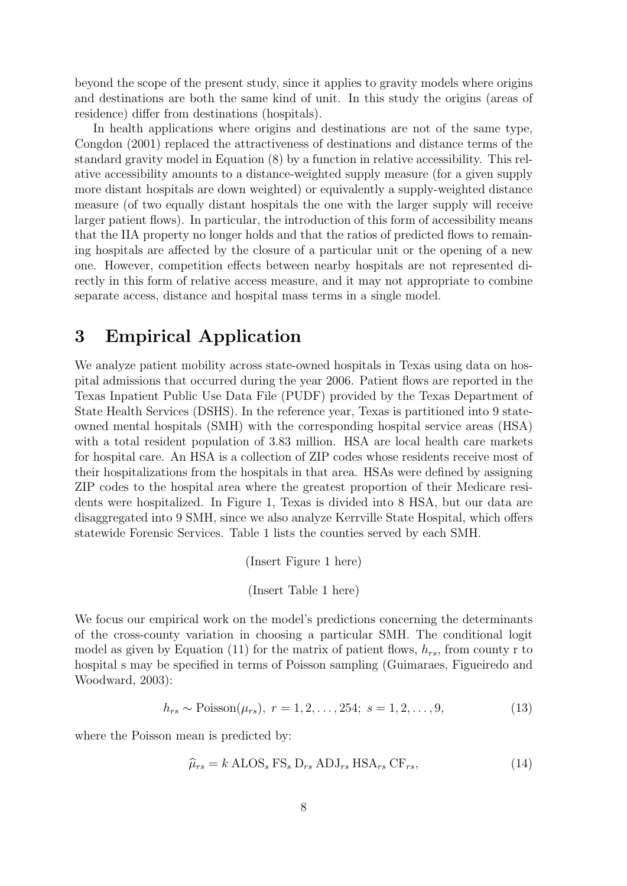beyond the scope of the present study, since it applies to gravity models where origins and destinations are both the same kind of unit. In this study the origins (areas of residence) differ from destinations (hospitals).

In health applications where origins and destinations are not of the same type, Congdon (2001) replaced the attractiveness of destinations and distance terms of the standard gravity model in Equation (8) by a function in relative accessibility. This relative accessibility amounts to a distance-weighted supply measure (for a given supply more distant hospitals are down weighted) or equivalently a supply-weighted distance measure (of two equally distant hospitals the one with the larger supply will receive larger patient flows). In particular, the introduction of this form of accessibility means that the IIA property no longer holds and that the ratios of predicted flows to remaining hospitals are affected by the closure of a particular unit or the opening of a new one. However, competition effects between nearby hospitals are not represented directly in this form of relative access measure, and it may not appropriate to combine separate access, distance and hospital mass terms in a single model.

# 3 Empirical Application

We analyze patient mobility across state-owned hospitals in Texas using data on hospital admissions that occurred during the year 2006. Patient flows are reported in the Texas Inpatient Public Use Data File (PUDF) provided by the Texas Department of State Health Services (DSHS). In the reference year, Texas is partitioned into 9 state-owned mental hospitals (SMH) with the corresponding hospital service areas (HSA) with a total resident population of 3.83 million. HSA are local health care markets for hospital care. An HSA is a collection of ZIP codes whose residents receive most of their hospitalizations from the hospitals in that area. HSAs were defined by assigning ZIP codes to the hospital area where the greatest proportion of their Medicare residents were hospitalized. In Figure 1, Texas is divided into 8 HSA, but our data are disaggregated into 9 SMH, since we also analyze Kerrville State Hospital, which offers statewide Forensic Services. Table 1 lists the counties served by each SMH.

(Insert Figure 1 here)

(Insert Table 1 here)

We focus our empirical work on the model's predictions concerning the determinants of the cross-county variation in choosing a particular SMH. The conditional logit model as given by Equation (11) for the matrix of patient flows, $h_{rs}$, from county r to hospital s may be specified in terms of Poisson sampling (Guimaraes, Figueiredo and Woodward, 2003):

$$h_{rs} \sim \text{Poisson}(\mu_{rs}),\ r = 1, 2, \ldots, 254;\ s = 1, 2, \ldots, 9, \tag{13}$$

where the Poisson mean is predicted by:

$$\widehat{\mu}_{rs} = k\ \text{ALOS}_s\ \text{FS}_s\ \text{D}_{rs}\ \text{ADJ}_{rs}\ \text{HSA}_{rs}\ \text{CF}_{rs}, \tag{14}$$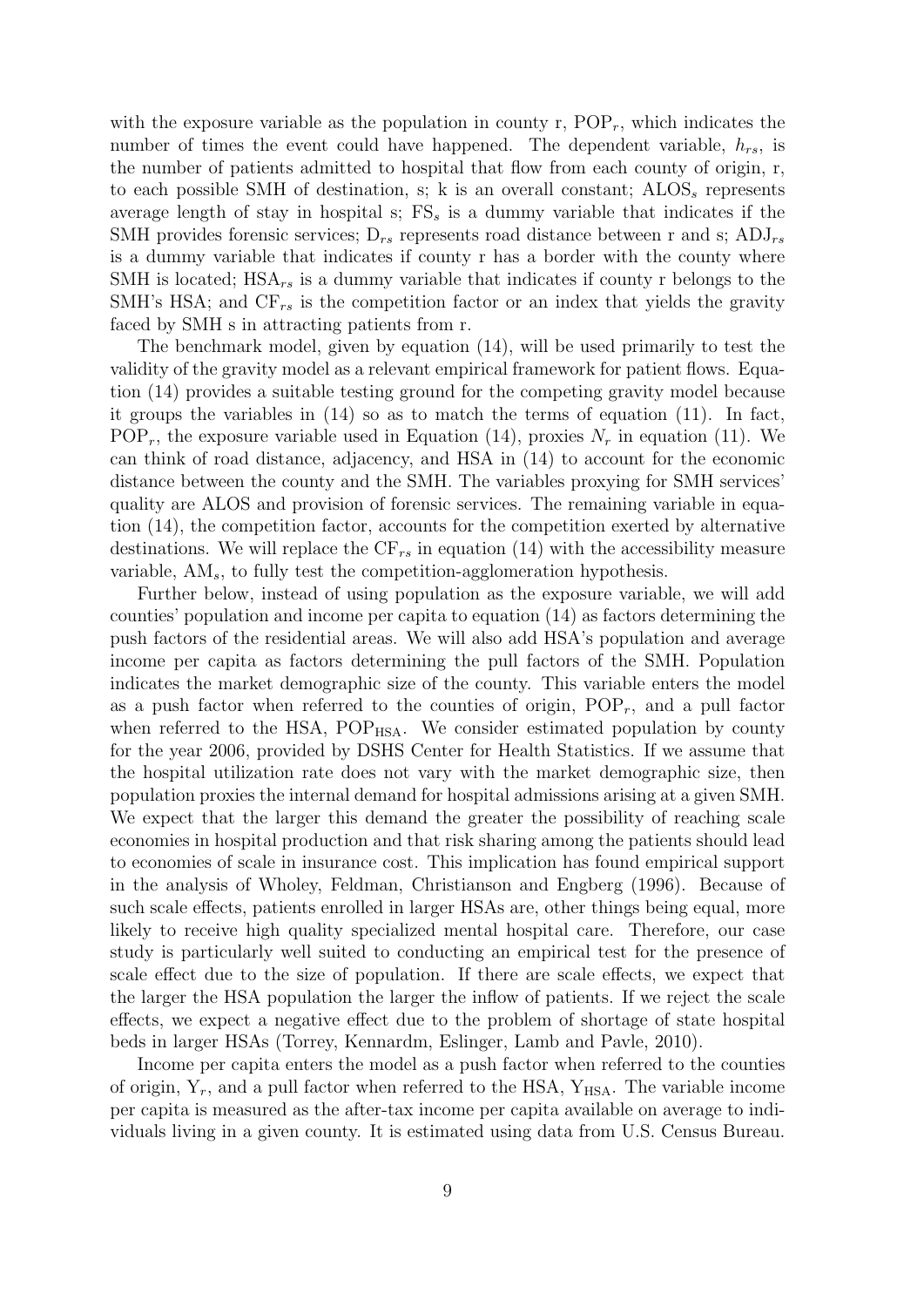with the exposure variable as the population in county r, $POP_r$, which indicates the number of times the event could have happened. The dependent variable, $h_{rs}$, is the number of patients admitted to hospital that flow from each county of origin, r, to each possible SMH of destination, s; k is an overall constant; $ALOS_s$ represents average length of stay in hospital s; $FS_s$ is a dummy variable that indicates if the SMH provides forensic services; $D_{rs}$ represents road distance between r and s; $ADJ_{rs}$ is a dummy variable that indicates if county r has a border with the county where SMH is located; $HSA_{rs}$ is a dummy variable that indicates if county r belongs to the SMH's HSA; and $CF_{rs}$ is the competition factor or an index that yields the gravity faced by SMH s in attracting patients from r.

The benchmark model, given by equation (14), will be used primarily to test the validity of the gravity model as a relevant empirical framework for patient flows. Equation (14) provides a suitable testing ground for the competing gravity model because it groups the variables in (14) so as to match the terms of equation (11). In fact, $POP_r$, the exposure variable used in Equation (14), proxies $N_r$ in equation (11). We can think of road distance, adjacency, and HSA in (14) to account for the economic distance between the county and the SMH. The variables proxying for SMH services' quality are ALOS and provision of forensic services. The remaining variable in equation (14), the competition factor, accounts for the competition exerted by alternative destinations. We will replace the $CF_{rs}$ in equation (14) with the accessibility measure variable, $AM_s$, to fully test the competition-agglomeration hypothesis.

Further below, instead of using population as the exposure variable, we will add counties' population and income per capita to equation (14) as factors determining the push factors of the residential areas. We will also add HSA's population and average income per capita as factors determining the pull factors of the SMH. Population indicates the market demographic size of the county. This variable enters the model as a push factor when referred to the counties of origin, $POP_r$, and a pull factor when referred to the HSA, $POP_{HSA}$. We consider estimated population by county for the year 2006, provided by DSHS Center for Health Statistics. If we assume that the hospital utilization rate does not vary with the market demographic size, then population proxies the internal demand for hospital admissions arising at a given SMH. We expect that the larger this demand the greater the possibility of reaching scale economies in hospital production and that risk sharing among the patients should lead to economies of scale in insurance cost. This implication has found empirical support in the analysis of Wholey, Feldman, Christianson and Engberg (1996). Because of such scale effects, patients enrolled in larger HSAs are, other things being equal, more likely to receive high quality specialized mental hospital care. Therefore, our case study is particularly well suited to conducting an empirical test for the presence of scale effect due to the size of population. If there are scale effects, we expect that the larger the HSA population the larger the inflow of patients. If we reject the scale effects, we expect a negative effect due to the problem of shortage of state hospital beds in larger HSAs (Torrey, Kennardm, Eslinger, Lamb and Pavle, 2010).

Income per capita enters the model as a push factor when referred to the counties of origin, $Y_r$, and a pull factor when referred to the HSA, $Y_{HSA}$. The variable income per capita is measured as the after-tax income per capita available on average to individuals living in a given county. It is estimated using data from U.S. Census Bureau.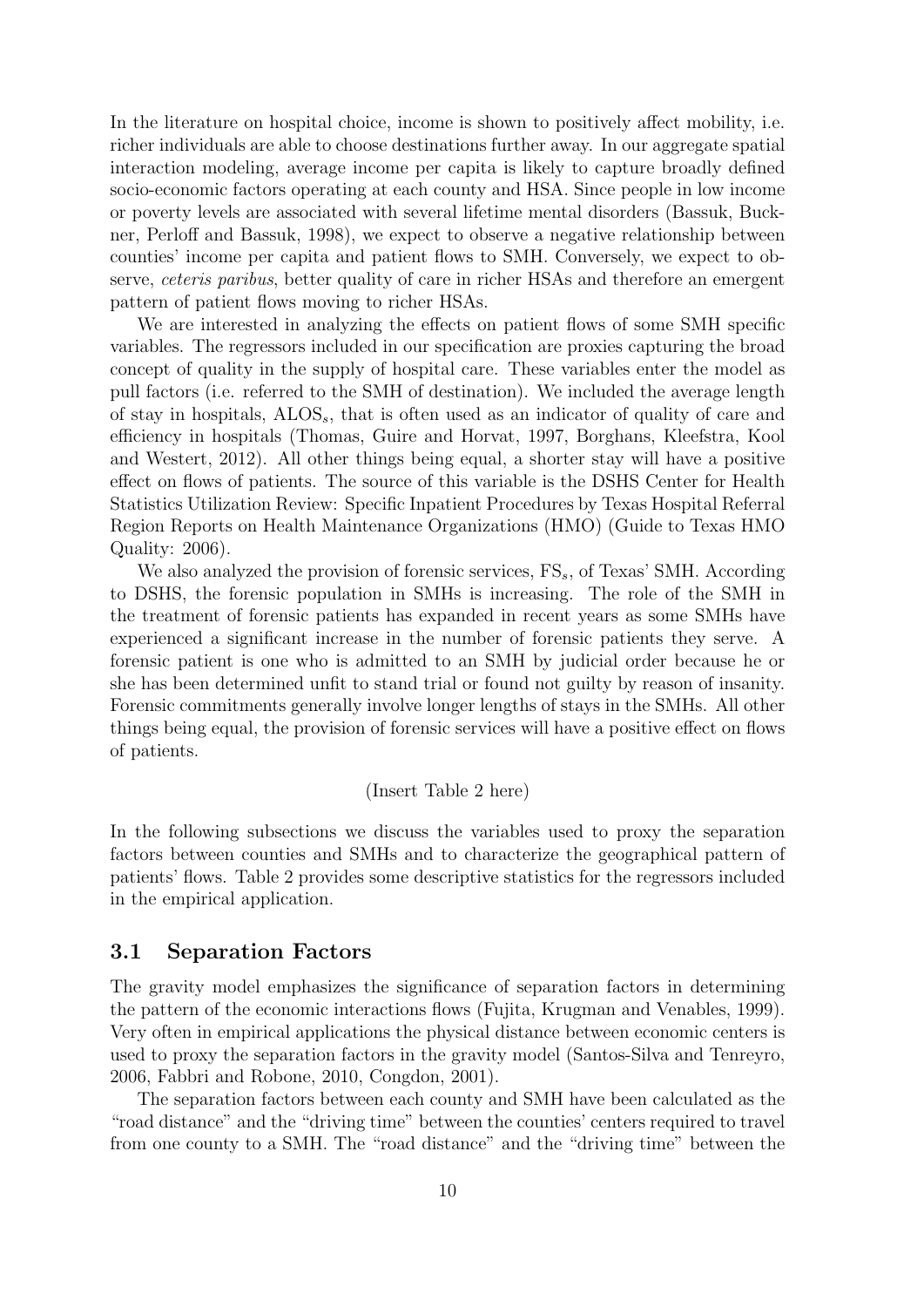In the literature on hospital choice, income is shown to positively affect mobility, i.e. richer individuals are able to choose destinations further away. In our aggregate spatial interaction modeling, average income per capita is likely to capture broadly defined socio-economic factors operating at each county and HSA. Since people in low income or poverty levels are associated with several lifetime mental disorders (Bassuk, Buckner, Perloff and Bassuk, 1998), we expect to observe a negative relationship between counties' income per capita and patient flows to SMH. Conversely, we expect to observe, *ceteris paribus*, better quality of care in richer HSAs and therefore an emergent pattern of patient flows moving to richer HSAs.

We are interested in analyzing the effects on patient flows of some SMH specific variables. The regressors included in our specification are proxies capturing the broad concept of quality in the supply of hospital care. These variables enter the model as pull factors (i.e. referred to the SMH of destination). We included the average length of stay in hospitals, $\text{ALOS}_s$, that is often used as an indicator of quality of care and efficiency in hospitals (Thomas, Guire and Horvat, 1997, Borghans, Kleefstra, Kool and Westert, 2012). All other things being equal, a shorter stay will have a positive effect on flows of patients. The source of this variable is the DSHS Center for Health Statistics Utilization Review: Specific Inpatient Procedures by Texas Hospital Referral Region Reports on Health Maintenance Organizations (HMO) (Guide to Texas HMO Quality: 2006).

We also analyzed the provision of forensic services, $\text{FS}_s$, of Texas' SMH. According to DSHS, the forensic population in SMHs is increasing. The role of the SMH in the treatment of forensic patients has expanded in recent years as some SMHs have experienced a significant increase in the number of forensic patients they serve. A forensic patient is one who is admitted to an SMH by judicial order because he or she has been determined unfit to stand trial or found not guilty by reason of insanity. Forensic commitments generally involve longer lengths of stays in the SMHs. All other things being equal, the provision of forensic services will have a positive effect on flows of patients.

(Insert Table 2 here)

In the following subsections we discuss the variables used to proxy the separation factors between counties and SMHs and to characterize the geographical pattern of patients' flows. Table 2 provides some descriptive statistics for the regressors included in the empirical application.

### 3.1 Separation Factors

The gravity model emphasizes the significance of separation factors in determining the pattern of the economic interactions flows (Fujita, Krugman and Venables, 1999). Very often in empirical applications the physical distance between economic centers is used to proxy the separation factors in the gravity model (Santos-Silva and Tenreyro, 2006, Fabbri and Robone, 2010, Congdon, 2001).

The separation factors between each county and SMH have been calculated as the "road distance" and the "driving time" between the counties' centers required to travel from one county to a SMH. The "road distance" and the "driving time" between the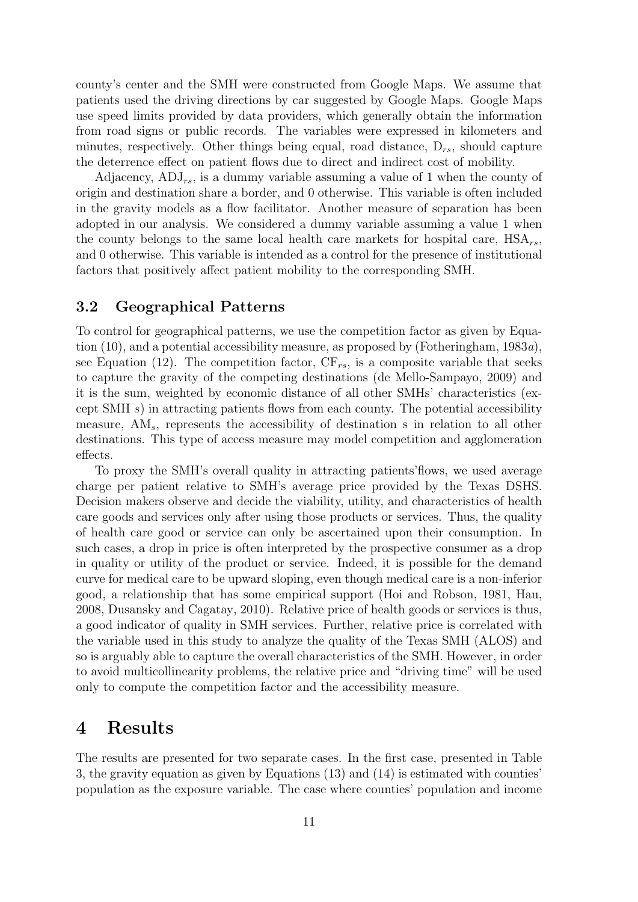county's center and the SMH were constructed from Google Maps. We assume that patients used the driving directions by car suggested by Google Maps. Google Maps use speed limits provided by data providers, which generally obtain the information from road signs or public records. The variables were expressed in kilometers and minutes, respectively. Other things being equal, road distance, $D_{rs}$, should capture the deterrence effect on patient flows due to direct and indirect cost of mobility.

Adjacency, $ADJ_{rs}$, is a dummy variable assuming a value of 1 when the county of origin and destination share a border, and 0 otherwise. This variable is often included in the gravity models as a flow facilitator. Another measure of separation has been adopted in our analysis. We considered a dummy variable assuming a value 1 when the county belongs to the same local health care markets for hospital care, $HSA_{rs}$, and 0 otherwise. This variable is intended as a control for the presence of institutional factors that positively affect patient mobility to the corresponding SMH.

## 3.2 Geographical Patterns

To control for geographical patterns, we use the competition factor as given by Equation (10), and a potential accessibility measure, as proposed by (Fotheringham, 1983*a*), see Equation (12). The competition factor, $CF_{rs}$, is a composite variable that seeks to capture the gravity of the competing destinations (de Mello-Sampayo, 2009) and it is the sum, weighted by economic distance of all other SMHs' characteristics (except SMH $s$) in attracting patients flows from each county. The potential accessibility measure, $AM_s$, represents the accessibility of destination s in relation to all other destinations. This type of access measure may model competition and agglomeration effects.

To proxy the SMH's overall quality in attracting patients'flows, we used average charge per patient relative to SMH's average price provided by the Texas DSHS. Decision makers observe and decide the viability, utility, and characteristics of health care goods and services only after using those products or services. Thus, the quality of health care good or service can only be ascertained upon their consumption. In such cases, a drop in price is often interpreted by the prospective consumer as a drop in quality or utility of the product or service. Indeed, it is possible for the demand curve for medical care to be upward sloping, even though medical care is a non-inferior good, a relationship that has some empirical support (Hoi and Robson, 1981, Hau, 2008, Dusansky and Cagatay, 2010). Relative price of health goods or services is thus, a good indicator of quality in SMH services. Further, relative price is correlated with the variable used in this study to analyze the quality of the Texas SMH (ALOS) and so is arguably able to capture the overall characteristics of the SMH. However, in order to avoid multicollinearity problems, the relative price and "driving time" will be used only to compute the competition factor and the accessibility measure.

# 4 Results

The results are presented for two separate cases. In the first case, presented in Table 3, the gravity equation as given by Equations (13) and (14) is estimated with counties' population as the exposure variable. The case where counties' population and income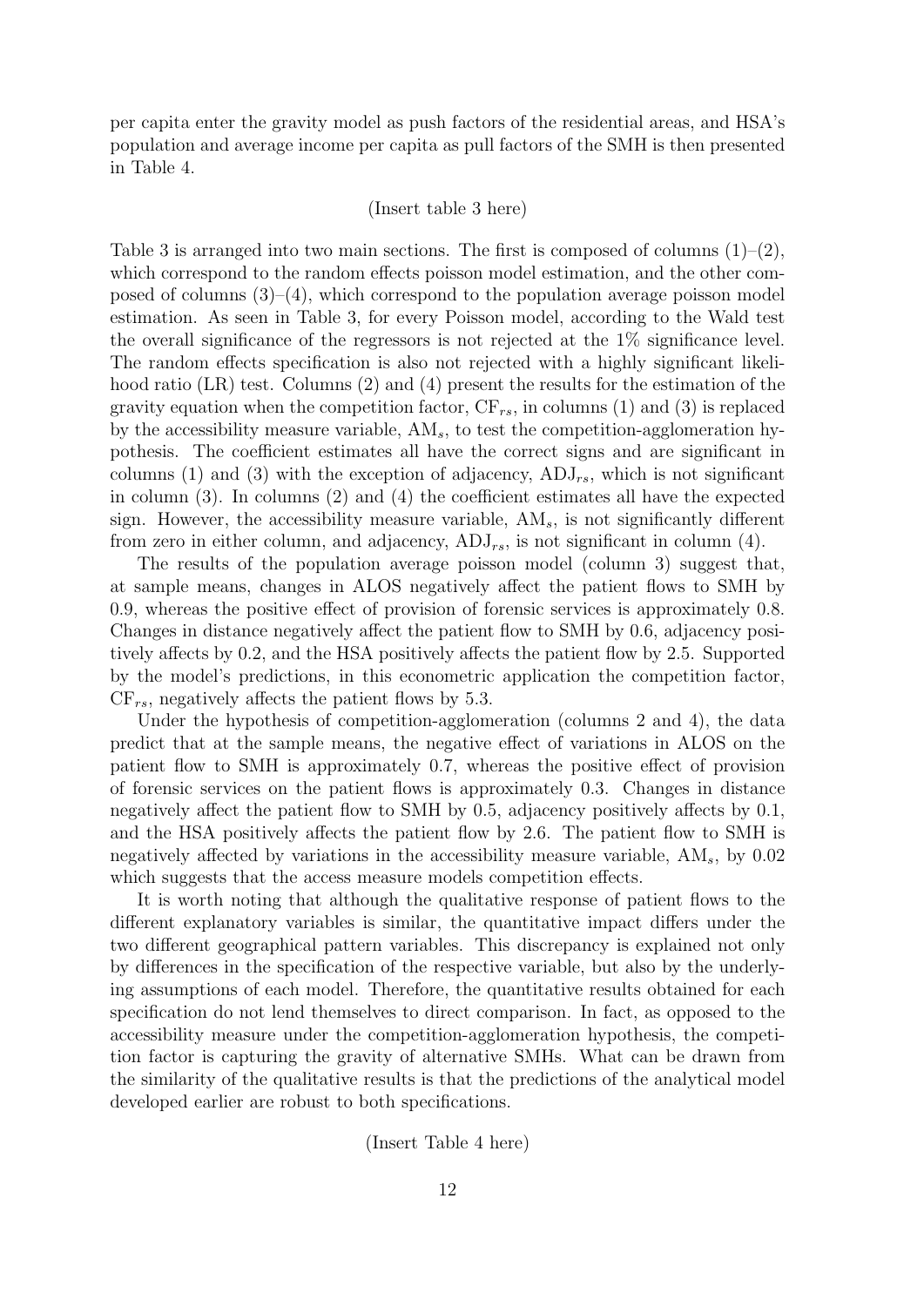per capita enter the gravity model as push factors of the residential areas, and HSA's population and average income per capita as pull factors of the SMH is then presented in Table 4.

(Insert table 3 here)

Table 3 is arranged into two main sections. The first is composed of columns (1)–(2), which correspond to the random effects poisson model estimation, and the other composed of columns (3)–(4), which correspond to the population average poisson model estimation. As seen in Table 3, for every Poisson model, according to the Wald test the overall significance of the regressors is not rejected at the 1% significance level. The random effects specification is also not rejected with a highly significant likelihood ratio (LR) test. Columns (2) and (4) present the results for the estimation of the gravity equation when the competition factor, $\mathrm{CF}_{rs}$, in columns (1) and (3) is replaced by the accessibility measure variable, $\mathrm{AM}_s$, to test the competition-agglomeration hypothesis. The coefficient estimates all have the correct signs and are significant in columns (1) and (3) with the exception of adjacency, $\mathrm{ADJ}_{rs}$, which is not significant in column (3). In columns (2) and (4) the coefficient estimates all have the expected sign. However, the accessibility measure variable, $\mathrm{AM}_s$, is not significantly different from zero in either column, and adjacency, $\mathrm{ADJ}_{rs}$, is not significant in column (4).

The results of the population average poisson model (column 3) suggest that, at sample means, changes in ALOS negatively affect the patient flows to SMH by 0.9, whereas the positive effect of provision of forensic services is approximately 0.8. Changes in distance negatively affect the patient flow to SMH by 0.6, adjacency positively affects by 0.2, and the HSA positively affects the patient flow by 2.5. Supported by the model's predictions, in this econometric application the competition factor, $\mathrm{CF}_{rs}$, negatively affects the patient flows by 5.3.

Under the hypothesis of competition-agglomeration (columns 2 and 4), the data predict that at the sample means, the negative effect of variations in ALOS on the patient flow to SMH is approximately 0.7, whereas the positive effect of provision of forensic services on the patient flows is approximately 0.3. Changes in distance negatively affect the patient flow to SMH by 0.5, adjacency positively affects by 0.1, and the HSA positively affects the patient flow by 2.6. The patient flow to SMH is negatively affected by variations in the accessibility measure variable, $\mathrm{AM}_s$, by 0.02 which suggests that the access measure models competition effects.

It is worth noting that although the qualitative response of patient flows to the different explanatory variables is similar, the quantitative impact differs under the two different geographical pattern variables. This discrepancy is explained not only by differences in the specification of the respective variable, but also by the underlying assumptions of each model. Therefore, the quantitative results obtained for each specification do not lend themselves to direct comparison. In fact, as opposed to the accessibility measure under the competition-agglomeration hypothesis, the competition factor is capturing the gravity of alternative SMHs. What can be drawn from the similarity of the qualitative results is that the predictions of the analytical model developed earlier are robust to both specifications.

(Insert Table 4 here)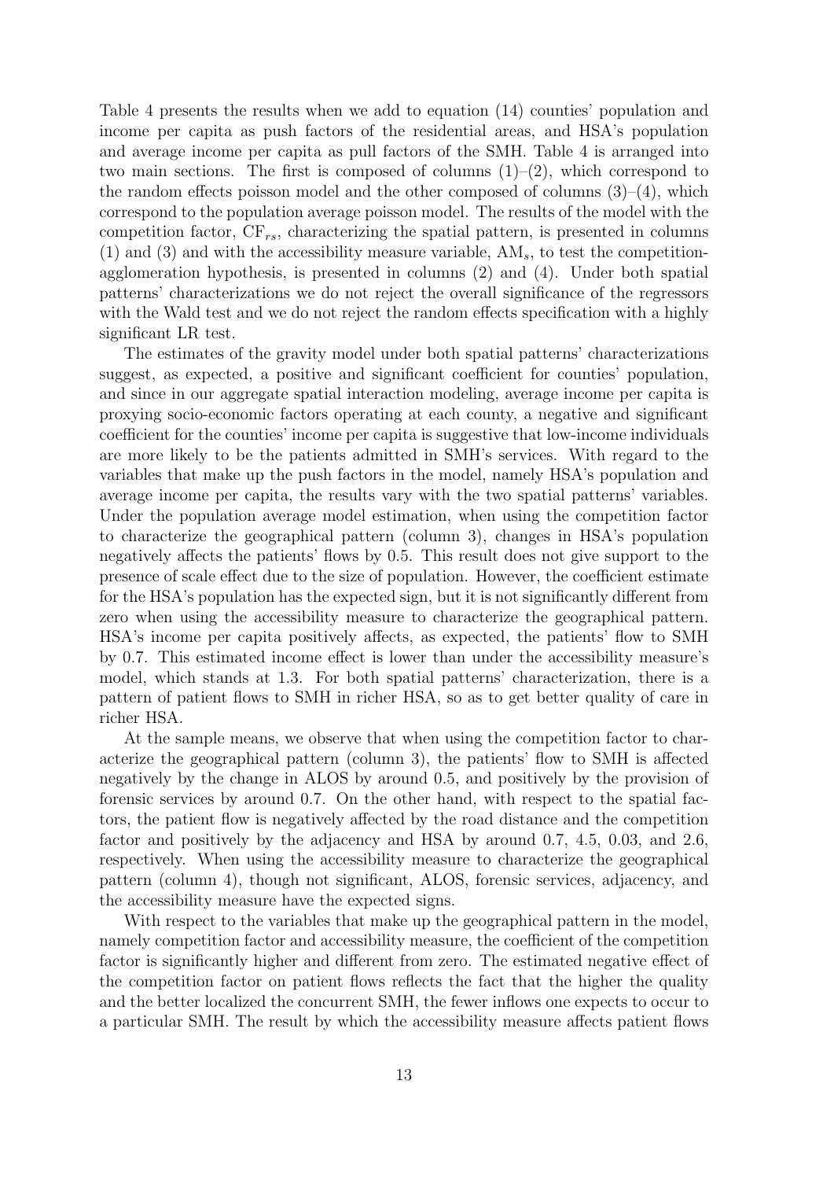Table 4 presents the results when we add to equation (14) counties' population and income per capita as push factors of the residential areas, and HSA's population and average income per capita as pull factors of the SMH. Table 4 is arranged into two main sections. The first is composed of columns (1)–(2), which correspond to the random effects poisson model and the other composed of columns (3)–(4), which correspond to the population average poisson model. The results of the model with the competition factor, $\mathrm{CF}_{rs}$, characterizing the spatial pattern, is presented in columns (1) and (3) and with the accessibility measure variable, $\mathrm{AM}_s$, to test the competition-agglomeration hypothesis, is presented in columns (2) and (4). Under both spatial patterns' characterizations we do not reject the overall significance of the regressors with the Wald test and we do not reject the random effects specification with a highly significant LR test.

The estimates of the gravity model under both spatial patterns' characterizations suggest, as expected, a positive and significant coefficient for counties' population, and since in our aggregate spatial interaction modeling, average income per capita is proxying socio-economic factors operating at each county, a negative and significant coefficient for the counties' income per capita is suggestive that low-income individuals are more likely to be the patients admitted in SMH's services. With regard to the variables that make up the push factors in the model, namely HSA's population and average income per capita, the results vary with the two spatial patterns' variables. Under the population average model estimation, when using the competition factor to characterize the geographical pattern (column 3), changes in HSA's population negatively affects the patients' flows by 0.5. This result does not give support to the presence of scale effect due to the size of population. However, the coefficient estimate for the HSA's population has the expected sign, but it is not significantly different from zero when using the accessibility measure to characterize the geographical pattern. HSA's income per capita positively affects, as expected, the patients' flow to SMH by 0.7. This estimated income effect is lower than under the accessibility measure's model, which stands at 1.3. For both spatial patterns' characterization, there is a pattern of patient flows to SMH in richer HSA, so as to get better quality of care in richer HSA.

At the sample means, we observe that when using the competition factor to characterize the geographical pattern (column 3), the patients' flow to SMH is affected negatively by the change in ALOS by around 0.5, and positively by the provision of forensic services by around 0.7. On the other hand, with respect to the spatial factors, the patient flow is negatively affected by the road distance and the competition factor and positively by the adjacency and HSA by around 0.7, 4.5, 0.03, and 2.6, respectively. When using the accessibility measure to characterize the geographical pattern (column 4), though not significant, ALOS, forensic services, adjacency, and the accessibility measure have the expected signs.

With respect to the variables that make up the geographical pattern in the model, namely competition factor and accessibility measure, the coefficient of the competition factor is significantly higher and different from zero. The estimated negative effect of the competition factor on patient flows reflects the fact that the higher the quality and the better localized the concurrent SMH, the fewer inflows one expects to occur to a particular SMH. The result by which the accessibility measure affects patient flows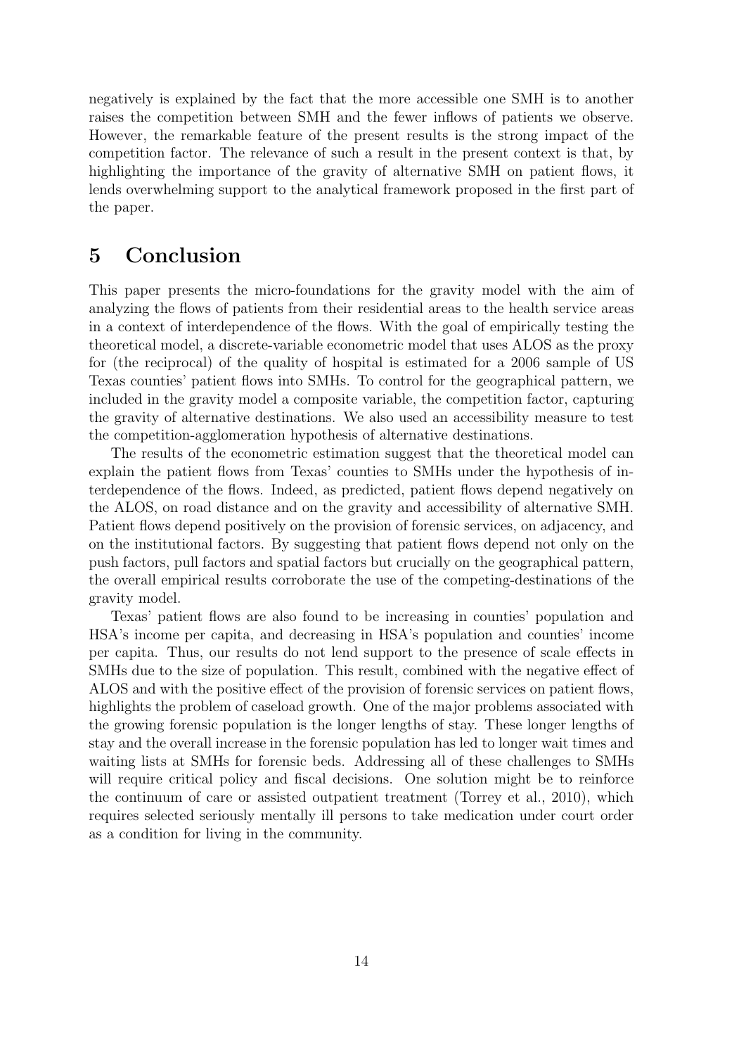negatively is explained by the fact that the more accessible one SMH is to another raises the competition between SMH and the fewer inflows of patients we observe. However, the remarkable feature of the present results is the strong impact of the competition factor. The relevance of such a result in the present context is that, by highlighting the importance of the gravity of alternative SMH on patient flows, it lends overwhelming support to the analytical framework proposed in the first part of the paper.

# 5 Conclusion

This paper presents the micro-foundations for the gravity model with the aim of analyzing the flows of patients from their residential areas to the health service areas in a context of interdependence of the flows. With the goal of empirically testing the theoretical model, a discrete-variable econometric model that uses ALOS as the proxy for (the reciprocal) of the quality of hospital is estimated for a 2006 sample of US Texas counties' patient flows into SMHs. To control for the geographical pattern, we included in the gravity model a composite variable, the competition factor, capturing the gravity of alternative destinations. We also used an accessibility measure to test the competition-agglomeration hypothesis of alternative destinations.

The results of the econometric estimation suggest that the theoretical model can explain the patient flows from Texas' counties to SMHs under the hypothesis of interdependence of the flows. Indeed, as predicted, patient flows depend negatively on the ALOS, on road distance and on the gravity and accessibility of alternative SMH. Patient flows depend positively on the provision of forensic services, on adjacency, and on the institutional factors. By suggesting that patient flows depend not only on the push factors, pull factors and spatial factors but crucially on the geographical pattern, the overall empirical results corroborate the use of the competing-destinations of the gravity model.

Texas' patient flows are also found to be increasing in counties' population and HSA's income per capita, and decreasing in HSA's population and counties' income per capita. Thus, our results do not lend support to the presence of scale effects in SMHs due to the size of population. This result, combined with the negative effect of ALOS and with the positive effect of the provision of forensic services on patient flows, highlights the problem of caseload growth. One of the major problems associated with the growing forensic population is the longer lengths of stay. These longer lengths of stay and the overall increase in the forensic population has led to longer wait times and waiting lists at SMHs for forensic beds. Addressing all of these challenges to SMHs will require critical policy and fiscal decisions. One solution might be to reinforce the continuum of care or assisted outpatient treatment (Torrey et al., 2010), which requires selected seriously mentally ill persons to take medication under court order as a condition for living in the community.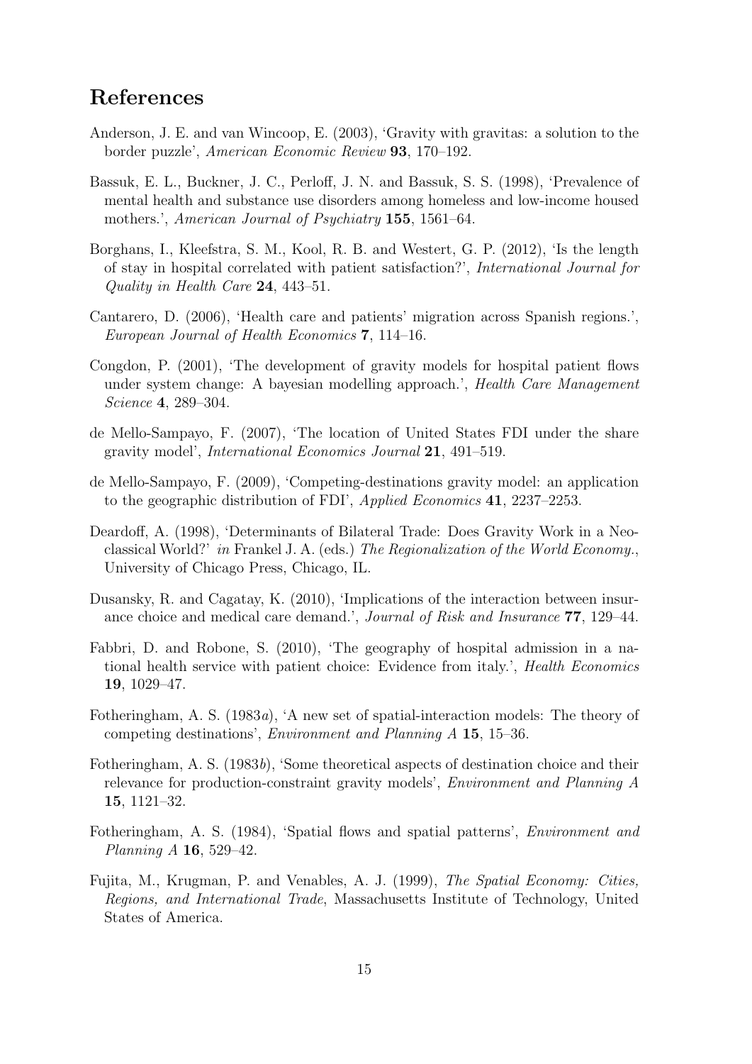## References

Anderson, J. E. and van Wincoop, E. (2003), 'Gravity with gravitas: a solution to the border puzzle', *American Economic Review* **93**, 170–192.

Bassuk, E. L., Buckner, J. C., Perloff, J. N. and Bassuk, S. S. (1998), 'Prevalence of mental health and substance use disorders among homeless and low-income housed mothers.', *American Journal of Psychiatry* **155**, 1561–64.

Borghans, I., Kleefstra, S. M., Kool, R. B. and Westert, G. P. (2012), 'Is the length of stay in hospital correlated with patient satisfaction?', *International Journal for Quality in Health Care* **24**, 443–51.

Cantarero, D. (2006), 'Health care and patients' migration across Spanish regions.', *European Journal of Health Economics* **7**, 114–16.

Congdon, P. (2001), 'The development of gravity models for hospital patient flows under system change: A bayesian modelling approach.', *Health Care Management Science* **4**, 289–304.

de Mello-Sampayo, F. (2007), 'The location of United States FDI under the share gravity model', *International Economics Journal* **21**, 491–519.

de Mello-Sampayo, F. (2009), 'Competing-destinations gravity model: an application to the geographic distribution of FDI', *Applied Economics* **41**, 2237–2253.

Deardoff, A. (1998), 'Determinants of Bilateral Trade: Does Gravity Work in a Neoclassical World?' *in* Frankel J. A. (eds.) *The Regionalization of the World Economy.*, University of Chicago Press, Chicago, IL.

Dusansky, R. and Cagatay, K. (2010), 'Implications of the interaction between insurance choice and medical care demand.', *Journal of Risk and Insurance* **77**, 129–44.

Fabbri, D. and Robone, S. (2010), 'The geography of hospital admission in a national health service with patient choice: Evidence from italy.', *Health Economics* **19**, 1029–47.

Fotheringham, A. S. (1983*a*), 'A new set of spatial-interaction models: The theory of competing destinations', *Environment and Planning A* **15**, 15–36.

Fotheringham, A. S. (1983*b*), 'Some theoretical aspects of destination choice and their relevance for production-constraint gravity models', *Environment and Planning A* **15**, 1121–32.

Fotheringham, A. S. (1984), 'Spatial flows and spatial patterns', *Environment and Planning A* **16**, 529–42.

Fujita, M., Krugman, P. and Venables, A. J. (1999), *The Spatial Economy: Cities, Regions, and International Trade*, Massachusetts Institute of Technology, United States of America.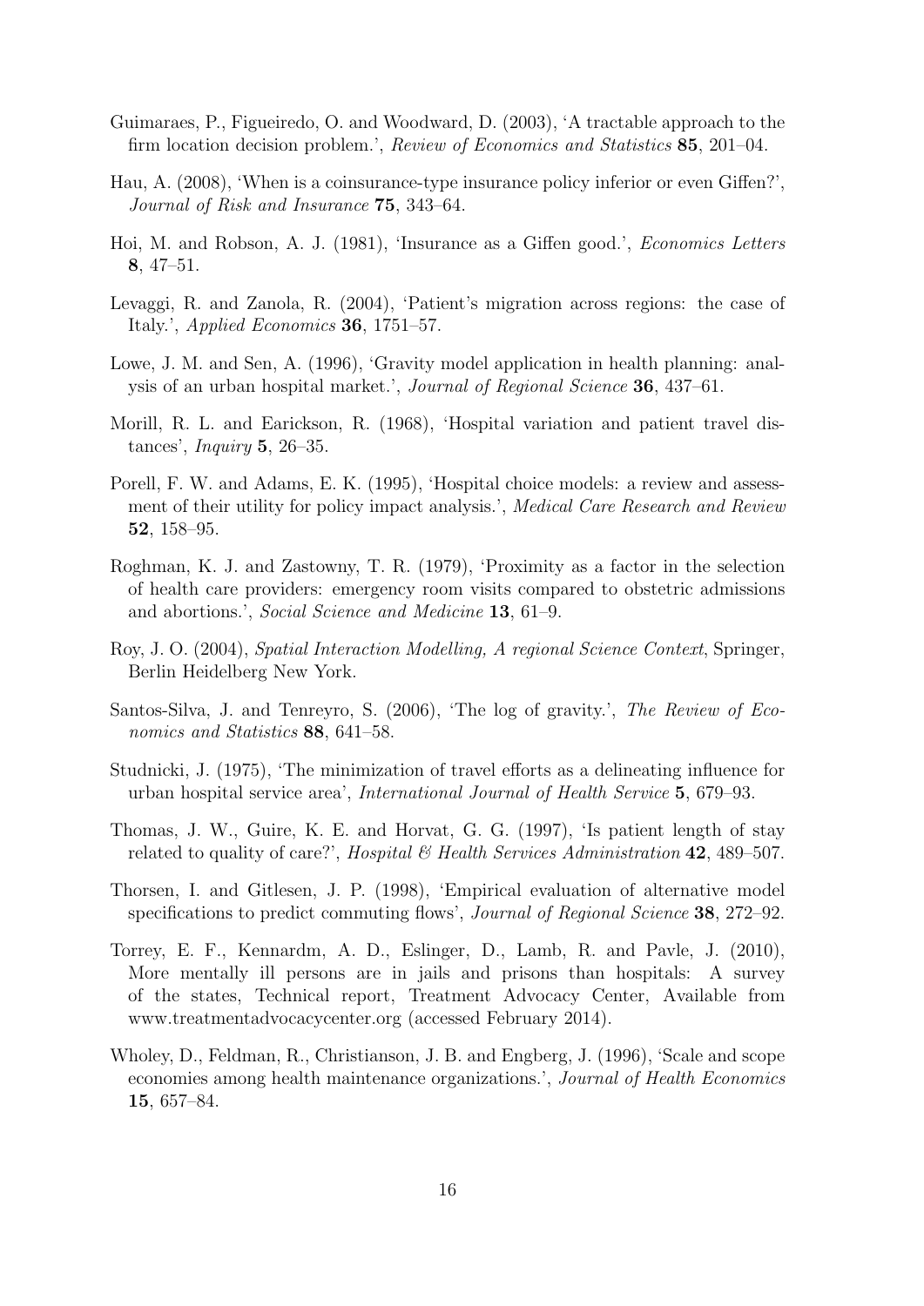Guimaraes, P., Figueiredo, O. and Woodward, D. (2003), 'A tractable approach to the firm location decision problem.', *Review of Economics and Statistics* **85**, 201–04.

Hau, A. (2008), 'When is a coinsurance-type insurance policy inferior or even Giffen?', *Journal of Risk and Insurance* **75**, 343–64.

Hoi, M. and Robson, A. J. (1981), 'Insurance as a Giffen good.', *Economics Letters* **8**, 47–51.

Levaggi, R. and Zanola, R. (2004), 'Patient's migration across regions: the case of Italy.', *Applied Economics* **36**, 1751–57.

Lowe, J. M. and Sen, A. (1996), 'Gravity model application in health planning: analysis of an urban hospital market.', *Journal of Regional Science* **36**, 437–61.

Morill, R. L. and Earickson, R. (1968), 'Hospital variation and patient travel distances', *Inquiry* **5**, 26–35.

Porell, F. W. and Adams, E. K. (1995), 'Hospital choice models: a review and assessment of their utility for policy impact analysis.', *Medical Care Research and Review* **52**, 158–95.

Roghman, K. J. and Zastowny, T. R. (1979), 'Proximity as a factor in the selection of health care providers: emergency room visits compared to obstetric admissions and abortions.', *Social Science and Medicine* **13**, 61–9.

Roy, J. O. (2004), *Spatial Interaction Modelling, A regional Science Context*, Springer, Berlin Heidelberg New York.

Santos-Silva, J. and Tenreyro, S. (2006), 'The log of gravity.', *The Review of Economics and Statistics* **88**, 641–58.

Studnicki, J. (1975), 'The minimization of travel efforts as a delineating influence for urban hospital service area', *International Journal of Health Service* **5**, 679–93.

Thomas, J. W., Guire, K. E. and Horvat, G. G. (1997), 'Is patient length of stay related to quality of care?', *Hospital & Health Services Administration* **42**, 489–507.

Thorsen, I. and Gitlesen, J. P. (1998), 'Empirical evaluation of alternative model specifications to predict commuting flows', *Journal of Regional Science* **38**, 272–92.

Torrey, E. F., Kennardm, A. D., Eslinger, D., Lamb, R. and Pavle, J. (2010), More mentally ill persons are in jails and prisons than hospitals: A survey of the states, Technical report, Treatment Advocacy Center, Available from www.treatmentadvocacycenter.org (accessed February 2014).

Wholey, D., Feldman, R., Christianson, J. B. and Engberg, J. (1996), 'Scale and scope economies among health maintenance organizations.', *Journal of Health Economics* **15**, 657–84.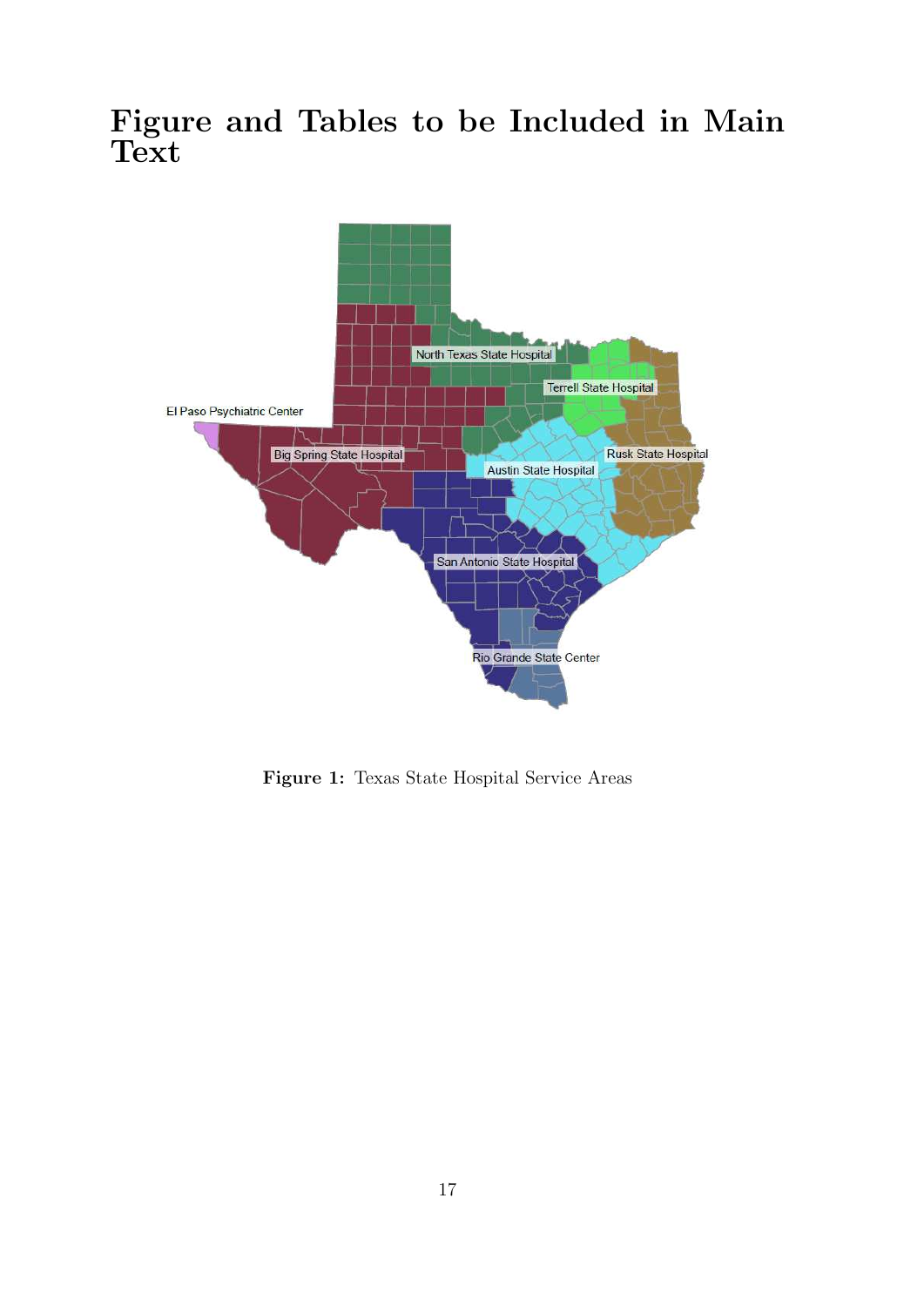# Figure and Tables to be Included in Main Text

**Figure 1:** Texas State Hospital Service Areas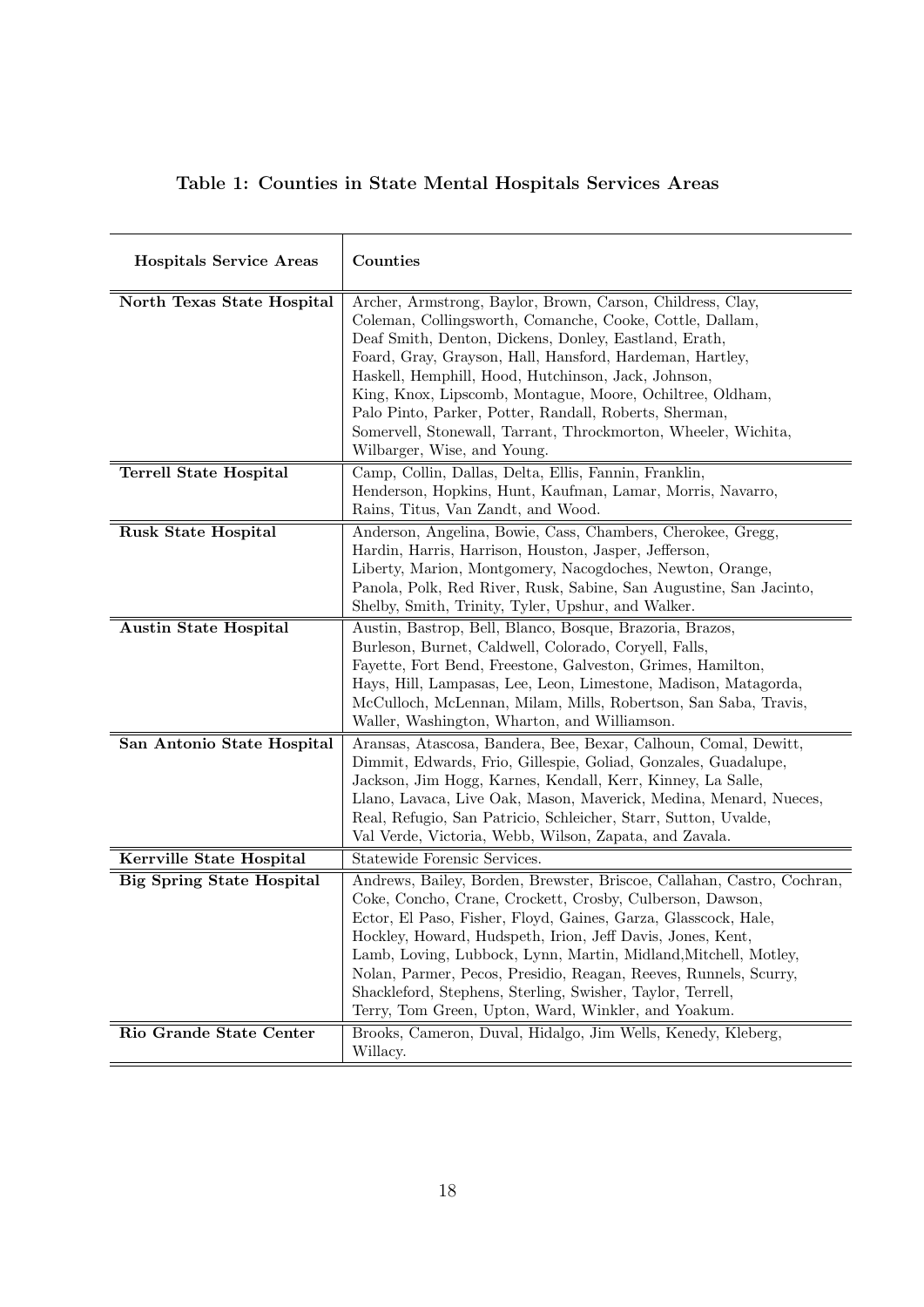**Table 1: Counties in State Mental Hospitals Services Areas**

| **Hospitals Service Areas** | **Counties** |
|---|---|
| **North Texas State Hospital** | Archer, Armstrong, Baylor, Brown, Carson, Childress, Clay, Coleman, Collingsworth, Comanche, Cooke, Cottle, Dallam, Deaf Smith, Denton, Dickens, Donley, Eastland, Erath, Foard, Gray, Grayson, Hall, Hansford, Hardeman, Hartley, Haskell, Hemphill, Hood, Hutchinson, Jack, Johnson, King, Knox, Lipscomb, Montague, Moore, Ochiltree, Oldham, Palo Pinto, Parker, Potter, Randall, Roberts, Sherman, Somervell, Stonewall, Tarrant, Throckmorton, Wheeler, Wichita, Wilbarger, Wise, and Young. |
| **Terrell State Hospital** | Camp, Collin, Dallas, Delta, Ellis, Fannin, Franklin, Henderson, Hopkins, Hunt, Kaufman, Lamar, Morris, Navarro, Rains, Titus, Van Zandt, and Wood. |
| **Rusk State Hospital** | Anderson, Angelina, Bowie, Cass, Chambers, Cherokee, Gregg, Hardin, Harris, Harrison, Houston, Jasper, Jefferson, Liberty, Marion, Montgomery, Nacogdoches, Newton, Orange, Panola, Polk, Red River, Rusk, Sabine, San Augustine, San Jacinto, Shelby, Smith, Trinity, Tyler, Upshur, and Walker. |
| **Austin State Hospital** | Austin, Bastrop, Bell, Blanco, Bosque, Brazoria, Brazos, Burleson, Burnet, Caldwell, Colorado, Coryell, Falls, Fayette, Fort Bend, Freestone, Galveston, Grimes, Hamilton, Hays, Hill, Lampasas, Lee, Leon, Limestone, Madison, Matagorda, McCulloch, McLennan, Milam, Mills, Robertson, San Saba, Travis, Waller, Washington, Wharton, and Williamson. |
| **San Antonio State Hospital** | Aransas, Atascosa, Bandera, Bee, Bexar, Calhoun, Comal, Dewitt, Dimmit, Edwards, Frio, Gillespie, Goliad, Gonzales, Guadalupe, Jackson, Jim Hogg, Karnes, Kendall, Kerr, Kinney, La Salle, Llano, Lavaca, Live Oak, Mason, Maverick, Medina, Menard, Nueces, Real, Refugio, San Patricio, Schleicher, Starr, Sutton, Uvalde, Val Verde, Victoria, Webb, Wilson, Zapata, and Zavala. |
| **Kerrville State Hospital** | Statewide Forensic Services. |
| **Big Spring State Hospital** | Andrews, Bailey, Borden, Brewster, Briscoe, Callahan, Castro, Cochran, Coke, Concho, Crane, Crockett, Crosby, Culberson, Dawson, Ector, El Paso, Fisher, Floyd, Gaines, Garza, Glasscock, Hale, Hockley, Howard, Hudspeth, Irion, Jeff Davis, Jones, Kent, Lamb, Loving, Lubbock, Lynn, Martin, Midland,Mitchell, Motley, Nolan, Parmer, Pecos, Presidio, Reagan, Reeves, Runnels, Scurry, Shackleford, Stephens, Sterling, Swisher, Taylor, Terrell, Terry, Tom Green, Upton, Ward, Winkler, and Yoakum. |
| **Rio Grande State Center** | Brooks, Cameron, Duval, Hidalgo, Jim Wells, Kenedy, Kleberg, Willacy. |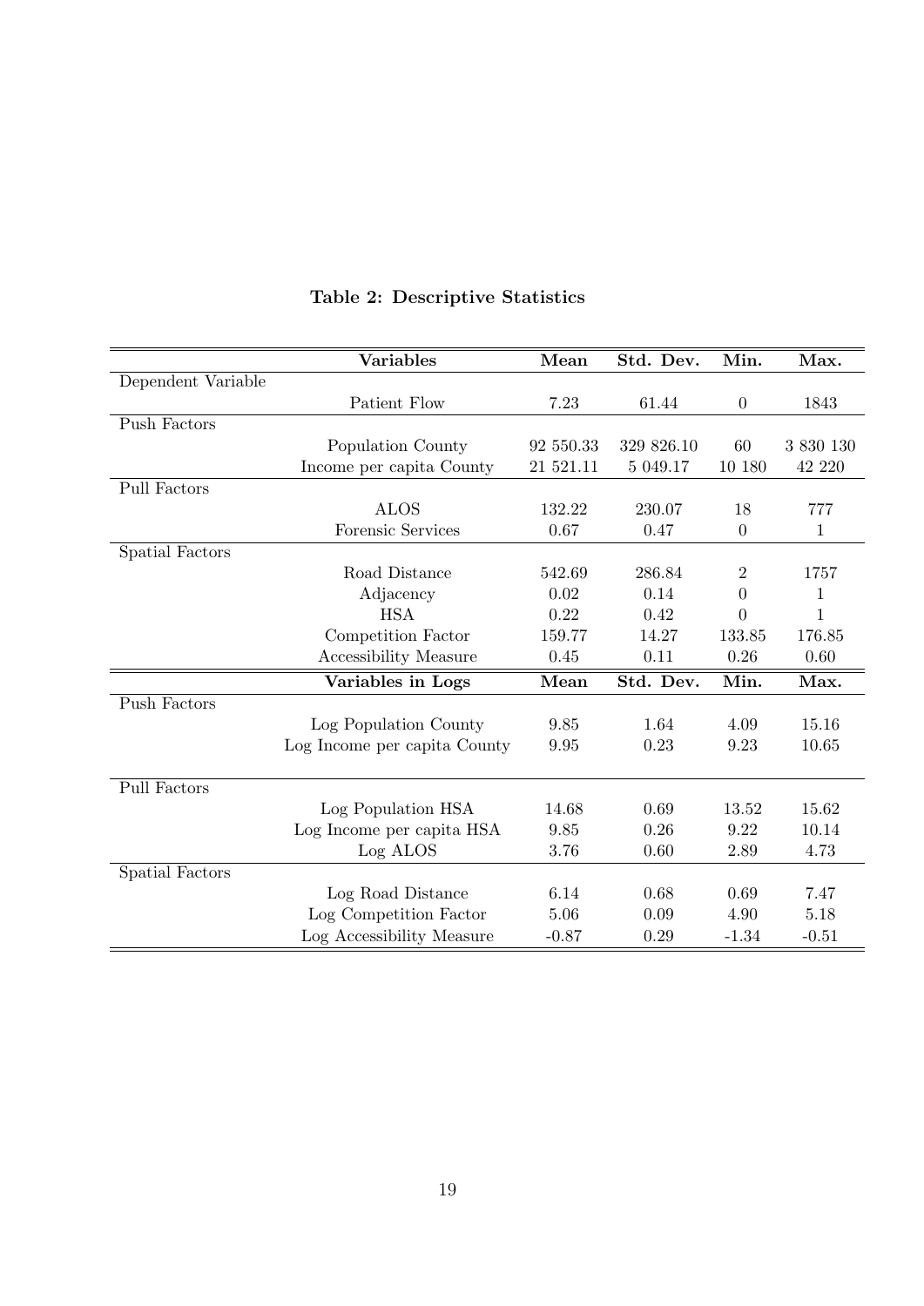**Table 2: Descriptive Statistics**

| | Variables | Mean | Std. Dev. | Min. | Max. |
|---|---|---|---|---|---|
| Dependent Variable | | | | | |
| | Patient Flow | 7.23 | 61.44 | 0 | 1843 |
| Push Factors | | | | | |
| | Population County | 92 550.33 | 329 826.10 | 60 | 3 830 130 |
| | Income per capita County | 21 521.11 | 5 049.17 | 10 180 | 42 220 |
| Pull Factors | | | | | |
| | ALOS | 132.22 | 230.07 | 18 | 777 |
| | Forensic Services | 0.67 | 0.47 | 0 | 1 |
| Spatial Factors | | | | | |
| | Road Distance | 542.69 | 286.84 | 2 | 1757 |
| | Adjacency | 0.02 | 0.14 | 0 | 1 |
| | HSA | 0.22 | 0.42 | 0 | 1 |
| | Competition Factor | 159.77 | 14.27 | 133.85 | 176.85 |
| | Accessibility Measure | 0.45 | 0.11 | 0.26 | 0.60 |
| | **Variables in Logs** | **Mean** | **Std. Dev.** | **Min.** | **Max.** |
| Push Factors | | | | | |
| | Log Population County | 9.85 | 1.64 | 4.09 | 15.16 |
| | Log Income per capita County | 9.95 | 0.23 | 9.23 | 10.65 |
| Pull Factors | | | | | |
| | Log Population HSA | 14.68 | 0.69 | 13.52 | 15.62 |
| | Log Income per capita HSA | 9.85 | 0.26 | 9.22 | 10.14 |
| | Log ALOS | 3.76 | 0.60 | 2.89 | 4.73 |
| Spatial Factors | | | | | |
| | Log Road Distance | 6.14 | 0.68 | 0.69 | 7.47 |
| | Log Competition Factor | 5.06 | 0.09 | 4.90 | 5.18 |
| | Log Accessibility Measure | -0.87 | 0.29 | -1.34 | -0.51 |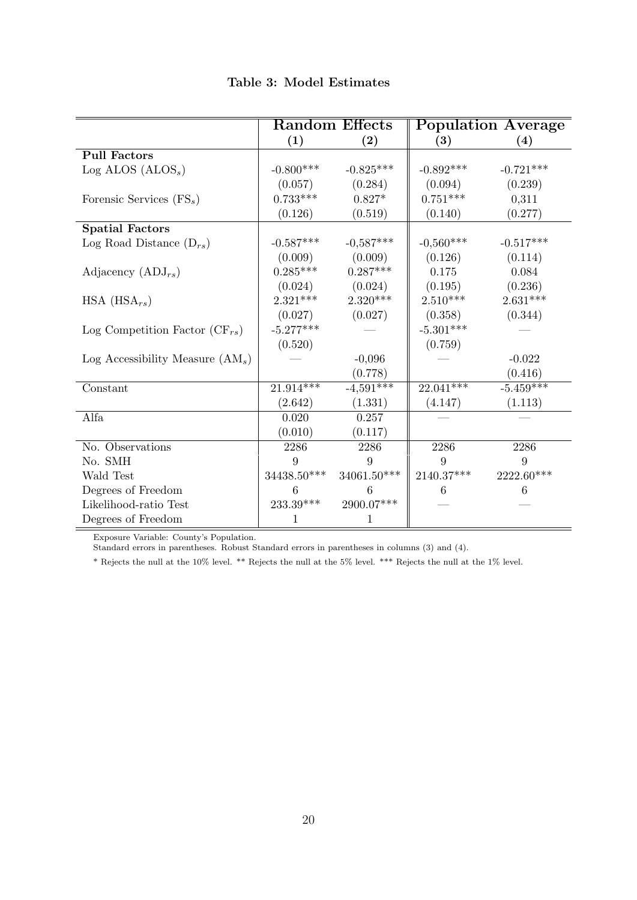**Table 3: Model Estimates**

| | Random Effects | | Population Average | |
|---|---|---|---|---|
| | **(1)** | **(2)** | **(3)** | **(4)** |
| **Pull Factors** | | | | |
| Log ALOS ($\text{ALOS}_s$) | -0.800*** | -0.825*** | -0.892*** | -0.721*** |
| | (0.057) | (0.284) | (0.094) | (0.239) |
| Forensic Services ($\text{FS}_s$) | 0.733*** | 0.827* | 0.751*** | 0,311 |
| | (0.126) | (0.519) | (0.140) | (0.277) |
| **Spatial Factors** | | | | |
| Log Road Distance ($\text{D}_{rs}$) | -0.587*** | -0,587*** | -0,560*** | -0.517*** |
| | (0.009) | (0.009) | (0.126) | (0.114) |
| Adjacency ($\text{ADJ}_{rs}$) | 0.285*** | 0.287*** | 0.175 | 0.084 |
| | (0.024) | (0.024) | (0.195) | (0.236) |
| HSA ($\text{HSA}_{rs}$) | 2.321*** | 2.320*** | 2.510*** | 2.631*** |
| | (0.027) | (0.027) | (0.358) | (0.344) |
| Log Competition Factor ($\text{CF}_{rs}$) | -5.277*** | — | -5.301*** | — |
| | (0.520) | | (0.759) | |
| Log Accessibility Measure ($\text{AM}_s$) | — | -0,096 | — | -0.022 |
| | | (0.778) | | (0.416) |
| Constant | 21.914*** | -4,591*** | 22.041*** | -5.459*** |
| | (2.642) | (1.331) | (4.147) | (1.113) |
| Alfa | 0.020 | 0.257 | — | — |
| | (0.010) | (0.117) | | |
| No. Observations | 2286 | 2286 | 2286 | 2286 |
| No. SMH | 9 | 9 | 9 | 9 |
| Wald Test | 34438.50*** | 34061.50*** | 2140.37*** | 2222.60*** |
| Degrees of Freedom | 6 | 6 | 6 | 6 |
| Likelihood-ratio Test | 233.39*** | 2900.07*** | — | — |
| Degrees of Freedom | 1 | 1 | | |

Exposure Variable: County's Population.
Standard errors in parentheses. Robust Standard errors in parentheses in columns (3) and (4).

* Rejects the null at the 10% level. ** Rejects the null at the 5% level. *** Rejects the null at the 1% level.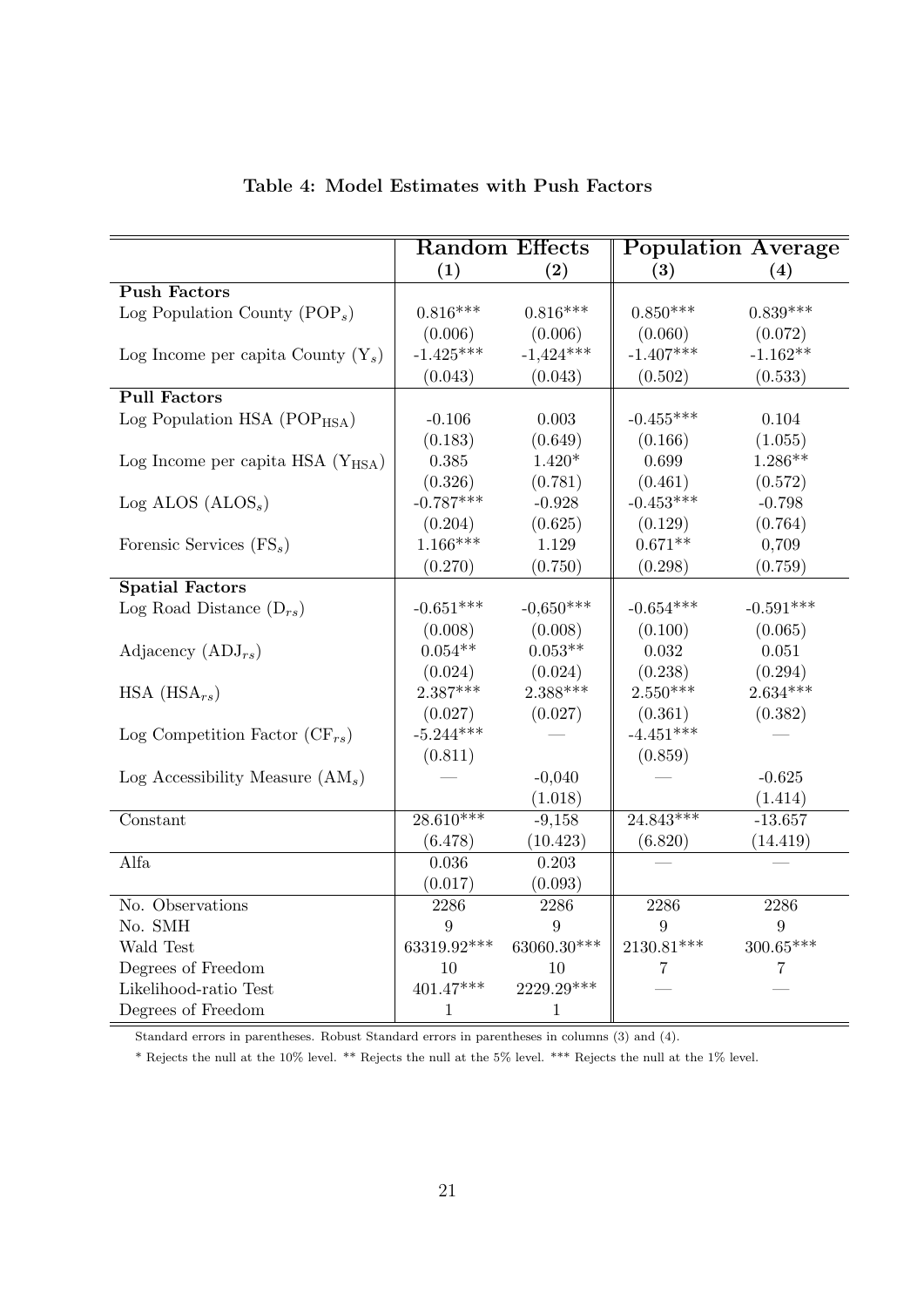**Table 4: Model Estimates with Push Factors**

| | Random Effects | | Population Average | |
|---|---|---|---|---|
| | **(1)** | **(2)** | **(3)** | **(4)** |
| **Push Factors** | | | | |
| Log Population County ($\text{POP}_s$) | 0.816*** | 0.816*** | 0.850*** | 0.839*** |
| | (0.006) | (0.006) | (0.060) | (0.072) |
| Log Income per capita County ($\text{Y}_s$) | -1.425*** | -1,424*** | -1.407*** | -1.162** |
| | (0.043) | (0.043) | (0.502) | (0.533) |
| **Pull Factors** | | | | |
| Log Population HSA ($\text{POP}_{\text{HSA}}$) | -0.106 | 0.003 | -0.455*** | 0.104 |
| | (0.183) | (0.649) | (0.166) | (1.055) |
| Log Income per capita HSA ($\text{Y}_{\text{HSA}}$) | 0.385 | 1.420* | 0.699 | 1.286** |
| | (0.326) | (0.781) | (0.461) | (0.572) |
| Log ALOS ($\text{ALOS}_s$) | -0.787*** | -0.928 | -0.453*** | -0.798 |
| | (0.204) | (0.625) | (0.129) | (0.764) |
| Forensic Services ($\text{FS}_s$) | 1.166*** | 1.129 | 0.671** | 0,709 |
| | (0.270) | (0.750) | (0.298) | (0.759) |
| **Spatial Factors** | | | | |
| Log Road Distance ($\text{D}_{rs}$) | -0.651*** | -0,650*** | -0.654*** | -0.591*** |
| | (0.008) | (0.008) | (0.100) | (0.065) |
| Adjacency ($\text{ADJ}_{rs}$) | 0.054** | 0.053** | 0.032 | 0.051 |
| | (0.024) | (0.024) | (0.238) | (0.294) |
| HSA ($\text{HSA}_{rs}$) | 2.387*** | 2.388*** | 2.550*** | 2.634*** |
| | (0.027) | (0.027) | (0.361) | (0.382) |
| Log Competition Factor ($\text{CF}_{rs}$) | -5.244*** | — | -4.451*** | — |
| | (0.811) | | (0.859) | |
| Log Accessibility Measure ($\text{AM}_s$) | — | -0,040 | — | -0.625 |
| | | (1.018) | | (1.414) |
| Constant | 28.610*** | -9,158 | 24.843*** | -13.657 |
| | (6.478) | (10.423) | (6.820) | (14.419) |
| Alfa | 0.036 | 0.203 | — | — |
| | (0.017) | (0.093) | | |
| No. Observations | 2286 | 2286 | 2286 | 2286 |
| No. SMH | 9 | 9 | 9 | 9 |
| Wald Test | 63319.92*** | 63060.30*** | 2130.81*** | 300.65*** |
| Degrees of Freedom | 10 | 10 | 7 | 7 |
| Likelihood-ratio Test | 401.47*** | 2229.29*** | — | — |
| Degrees of Freedom | 1 | 1 | | |

Standard errors in parentheses. Robust Standard errors in parentheses in columns (3) and (4).

\* Rejects the null at the 10% level. ** Rejects the null at the 5% level. *** Rejects the null at the 1% level.